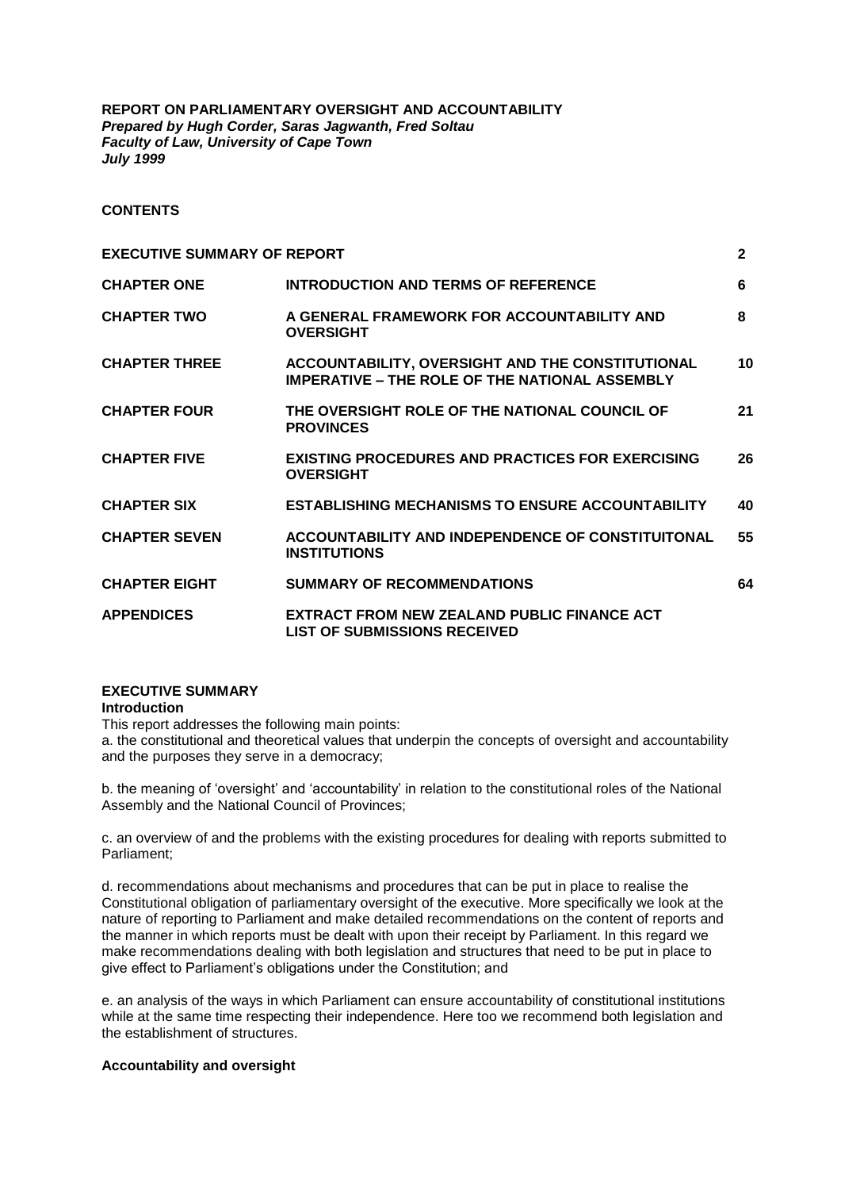**REPORT ON PARLIAMENTARY OVERSIGHT AND ACCOUNTABILITY**
***Prepared by Hugh Corder, Saras Jagwanth, Fred Soltau***
***Faculty of Law, University of Cape Town***
***July 1999***

**CONTENTS**

| | | |
|---|---|---|
| **EXECUTIVE SUMMARY OF REPORT** | | **2** |
| **CHAPTER ONE** | **INTRODUCTION AND TERMS OF REFERENCE** | **6** |
| **CHAPTER TWO** | **A GENERAL FRAMEWORK FOR ACCOUNTABILITY AND OVERSIGHT** | **8** |
| **CHAPTER THREE** | **ACCOUNTABILITY, OVERSIGHT AND THE CONSTITUTIONAL IMPERATIVE – THE ROLE OF THE NATIONAL ASSEMBLY** | **10** |
| **CHAPTER FOUR** | **THE OVERSIGHT ROLE OF THE NATIONAL COUNCIL OF PROVINCES** | **21** |
| **CHAPTER FIVE** | **EXISTING PROCEDURES AND PRACTICES FOR EXERCISING OVERSIGHT** | **26** |
| **CHAPTER SIX** | **ESTABLISHING MECHANISMS TO ENSURE ACCOUNTABILITY** | **40** |
| **CHAPTER SEVEN** | **ACCOUNTABILITY AND INDEPENDENCE OF CONSTITUITONAL INSTITUTIONS** | **55** |
| **CHAPTER EIGHT** | **SUMMARY OF RECOMMENDATIONS** | **64** |
| **APPENDICES** | **EXTRACT FROM NEW ZEALAND PUBLIC FINANCE ACT**<br>**LIST OF SUBMISSIONS RECEIVED** | |

## EXECUTIVE SUMMARY

### Introduction

This report addresses the following main points:

a. the constitutional and theoretical values that underpin the concepts of oversight and accountability and the purposes they serve in a democracy;

b. the meaning of 'oversight' and 'accountability' in relation to the constitutional roles of the National Assembly and the National Council of Provinces;

c. an overview of and the problems with the existing procedures for dealing with reports submitted to Parliament;

d. recommendations about mechanisms and procedures that can be put in place to realise the Constitutional obligation of parliamentary oversight of the executive. More specifically we look at the nature of reporting to Parliament and make detailed recommendations on the content of reports and the manner in which reports must be dealt with upon their receipt by Parliament. In this regard we make recommendations dealing with both legislation and structures that need to be put in place to give effect to Parliament's obligations under the Constitution; and

e. an analysis of the ways in which Parliament can ensure accountability of constitutional institutions while at the same time respecting their independence. Here too we recommend both legislation and the establishment of structures.

### Accountability and oversight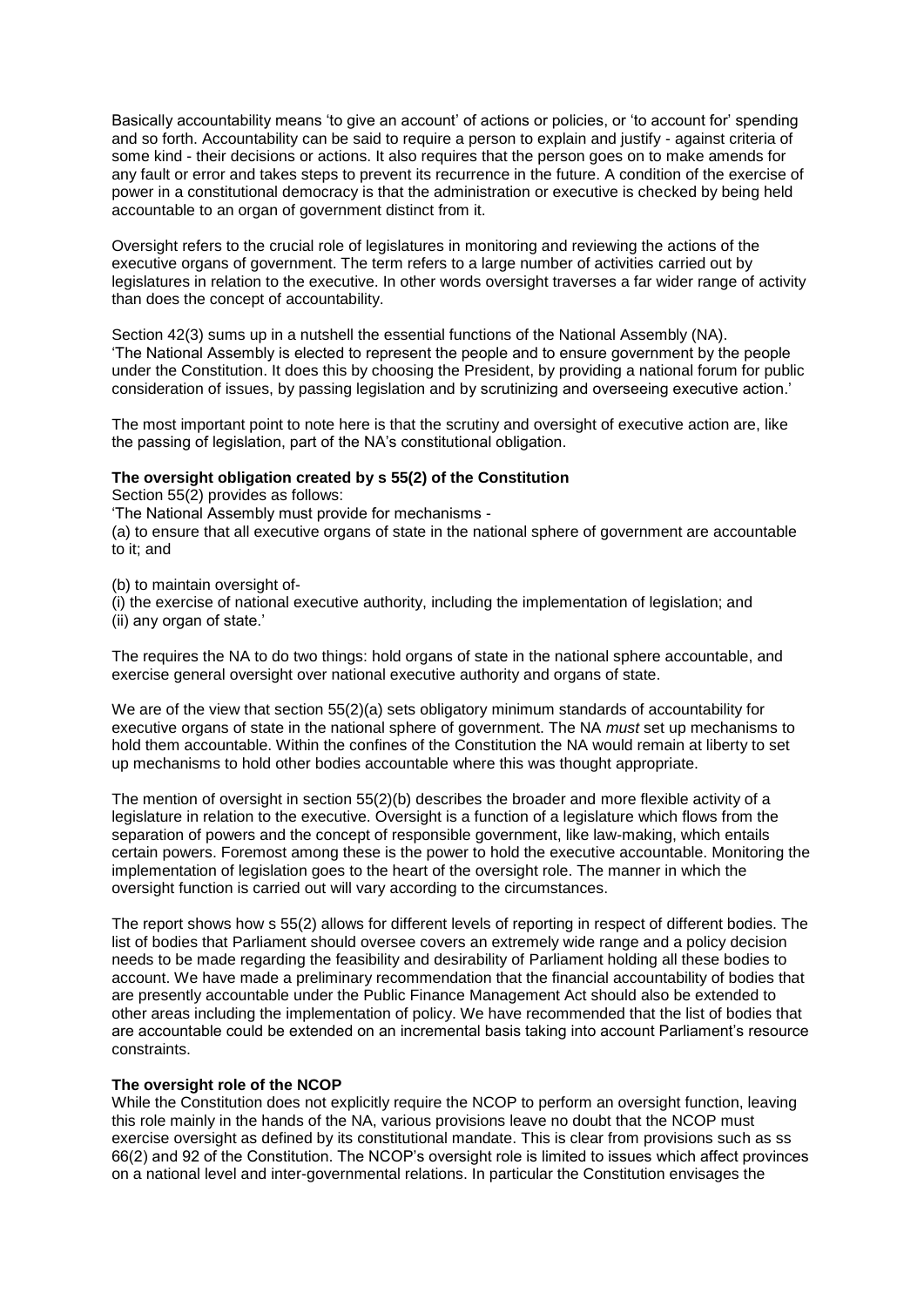Basically accountability means 'to give an account' of actions or policies, or 'to account for' spending and so forth. Accountability can be said to require a person to explain and justify - against criteria of some kind - their decisions or actions. It also requires that the person goes on to make amends for any fault or error and takes steps to prevent its recurrence in the future. A condition of the exercise of power in a constitutional democracy is that the administration or executive is checked by being held accountable to an organ of government distinct from it.

Oversight refers to the crucial role of legislatures in monitoring and reviewing the actions of the executive organs of government. The term refers to a large number of activities carried out by legislatures in relation to the executive. In other words oversight traverses a far wider range of activity than does the concept of accountability.

Section 42(3) sums up in a nutshell the essential functions of the National Assembly (NA). 'The National Assembly is elected to represent the people and to ensure government by the people under the Constitution. It does this by choosing the President, by providing a national forum for public consideration of issues, by passing legislation and by scrutinizing and overseeing executive action.'

The most important point to note here is that the scrutiny and oversight of executive action are, like the passing of legislation, part of the NA's constitutional obligation.

**The oversight obligation created by s 55(2) of the Constitution**

Section 55(2) provides as follows:

'The National Assembly must provide for mechanisms -

(a) to ensure that all executive organs of state in the national sphere of government are accountable to it; and

(b) to maintain oversight of-

(i) the exercise of national executive authority, including the implementation of legislation; and

(ii) any organ of state.'

The requires the NA to do two things: hold organs of state in the national sphere accountable, and exercise general oversight over national executive authority and organs of state.

We are of the view that section 55(2)(a) sets obligatory minimum standards of accountability for executive organs of state in the national sphere of government. The NA *must* set up mechanisms to hold them accountable. Within the confines of the Constitution the NA would remain at liberty to set up mechanisms to hold other bodies accountable where this was thought appropriate.

The mention of oversight in section 55(2)(b) describes the broader and more flexible activity of a legislature in relation to the executive. Oversight is a function of a legislature which flows from the separation of powers and the concept of responsible government, like law-making, which entails certain powers. Foremost among these is the power to hold the executive accountable. Monitoring the implementation of legislation goes to the heart of the oversight role. The manner in which the oversight function is carried out will vary according to the circumstances.

The report shows how s 55(2) allows for different levels of reporting in respect of different bodies. The list of bodies that Parliament should oversee covers an extremely wide range and a policy decision needs to be made regarding the feasibility and desirability of Parliament holding all these bodies to account. We have made a preliminary recommendation that the financial accountability of bodies that are presently accountable under the Public Finance Management Act should also be extended to other areas including the implementation of policy. We have recommended that the list of bodies that are accountable could be extended on an incremental basis taking into account Parliament's resource constraints.

**The oversight role of the NCOP**

While the Constitution does not explicitly require the NCOP to perform an oversight function, leaving this role mainly in the hands of the NA, various provisions leave no doubt that the NCOP must exercise oversight as defined by its constitutional mandate. This is clear from provisions such as ss 66(2) and 92 of the Constitution. The NCOP's oversight role is limited to issues which affect provinces on a national level and inter-governmental relations. In particular the Constitution envisages the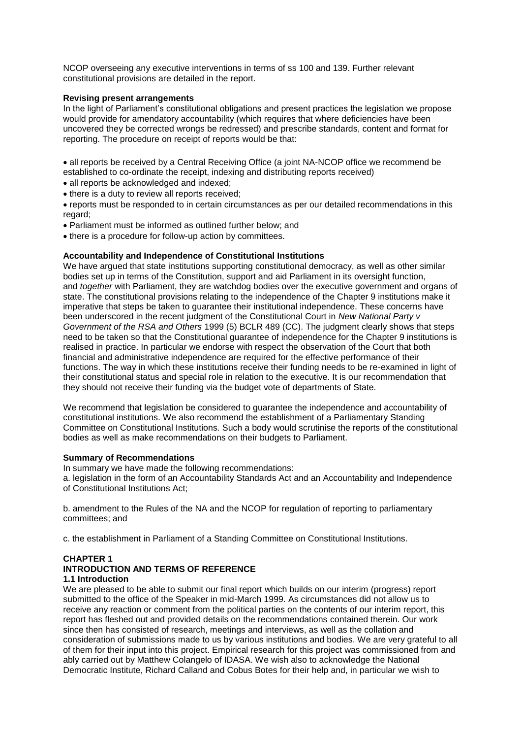NCOP overseeing any executive interventions in terms of ss 100 and 139. Further relevant constitutional provisions are detailed in the report.

**Revising present arrangements**

In the light of Parliament's constitutional obligations and present practices the legislation we propose would provide for amendatory accountability (which requires that where deficiencies have been uncovered they be corrected wrongs be redressed) and prescribe standards, content and format for reporting. The procedure on receipt of reports would be that:

- all reports be received by a Central Receiving Office (a joint NA-NCOP office we recommend be established to co-ordinate the receipt, indexing and distributing reports received)
- all reports be acknowledged and indexed;
- there is a duty to review all reports received;
- reports must be responded to in certain circumstances as per our detailed recommendations in this regard;
- Parliament must be informed as outlined further below; and
- there is a procedure for follow-up action by committees.

**Accountability and Independence of Constitutional Institutions**

We have argued that state institutions supporting constitutional democracy, as well as other similar bodies set up in terms of the Constitution, support and aid Parliament in its oversight function, and *together* with Parliament, they are watchdog bodies over the executive government and organs of state. The constitutional provisions relating to the independence of the Chapter 9 institutions make it imperative that steps be taken to guarantee their institutional independence. These concerns have been underscored in the recent judgment of the Constitutional Court in *New National Party v Government of the RSA and Others* 1999 (5) BCLR 489 (CC). The judgment clearly shows that steps need to be taken so that the Constitutional guarantee of independence for the Chapter 9 institutions is realised in practice. In particular we endorse with respect the observation of the Court that both financial and administrative independence are required for the effective performance of their functions. The way in which these institutions receive their funding needs to be re-examined in light of their constitutional status and special role in relation to the executive. It is our recommendation that they should not receive their funding via the budget vote of departments of State.

We recommend that legislation be considered to guarantee the independence and accountability of constitutional institutions. We also recommend the establishment of a Parliamentary Standing Committee on Constitutional Institutions. Such a body would scrutinise the reports of the constitutional bodies as well as make recommendations on their budgets to Parliament.

**Summary of Recommendations**

In summary we have made the following recommendations:

a. legislation in the form of an Accountability Standards Act and an Accountability and Independence of Constitutional Institutions Act;

b. amendment to the Rules of the NA and the NCOP for regulation of reporting to parliamentary committees; and

c. the establishment in Parliament of a Standing Committee on Constitutional Institutions.

## CHAPTER 1

## INTRODUCTION AND TERMS OF REFERENCE

### 1.1 Introduction

We are pleased to be able to submit our final report which builds on our interim (progress) report submitted to the office of the Speaker in mid-March 1999. As circumstances did not allow us to receive any reaction or comment from the political parties on the contents of our interim report, this report has fleshed out and provided details on the recommendations contained therein. Our work since then has consisted of research, meetings and interviews, as well as the collation and consideration of submissions made to us by various institutions and bodies. We are very grateful to all of them for their input into this project. Empirical research for this project was commissioned from and ably carried out by Matthew Colangelo of IDASA. We wish also to acknowledge the National Democratic Institute, Richard Calland and Cobus Botes for their help and, in particular we wish to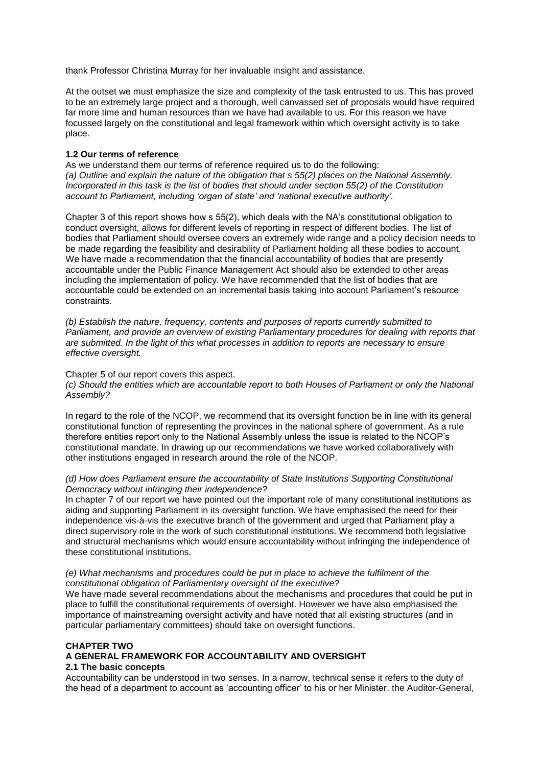thank Professor Christina Murray for her invaluable insight and assistance.

At the outset we must emphasize the size and complexity of the task entrusted to us. This has proved to be an extremely large project and a thorough, well canvassed set of proposals would have required far more time and human resources than we have had available to us. For this reason we have focussed largely on the constitutional and legal framework within which oversight activity is to take place.

### 1.2 Our terms of reference

As we understand them our terms of reference required us to do the following:

*(a) Outline and explain the nature of the obligation that s 55(2) places on the National Assembly. Incorporated in this task is the list of bodies that should under section 55(2) of the Constitution account to Parliament, including 'organ of state' and 'national executive authority'.*

Chapter 3 of this report shows how s 55(2), which deals with the NA's constitutional obligation to conduct oversight, allows for different levels of reporting in respect of different bodies. The list of bodies that Parliament should oversee covers an extremely wide range and a policy decision needs to be made regarding the feasibility and desirability of Parliament holding all these bodies to account. We have made a recommendation that the financial accountability of bodies that are presently accountable under the Public Finance Management Act should also be extended to other areas including the implementation of policy. We have recommended that the list of bodies that are accountable could be extended on an incremental basis taking into account Parliament's resource constraints.

*(b) Establish the nature, frequency, contents and purposes of reports currently submitted to Parliament, and provide an overview of existing Parliamentary procedures for dealing with reports that are submitted. In the light of this what processes in addition to reports are necessary to ensure effective oversight.*

Chapter 5 of our report covers this aspect.

*(c) Should the entities which are accountable report to both Houses of Parliament or only the National Assembly?*

In regard to the role of the NCOP, we recommend that its oversight function be in line with its general constitutional function of representing the provinces in the national sphere of government. As a rule therefore entities report only to the National Assembly unless the issue is related to the NCOP's constitutional mandate. In drawing up our recommendations we have worked collaboratively with other institutions engaged in research around the role of the NCOP.

*(d) How does Parliament ensure the accountability of State Institutions Supporting Constitutional Democracy without infringing their independence?*

In chapter 7 of our report we have pointed out the important role of many constitutional institutions as aiding and supporting Parliament in its oversight function. We have emphasised the need for their independence vis-à-vis the executive branch of the government and urged that Parliament play a direct supervisory role in the work of such constitutional institutions. We recommend both legislative and structural mechanisms which would ensure accountability without infringing the independence of these constitutional institutions.

*(e) What mechanisms and procedures could be put in place to achieve the fulfilment of the constitutional obligation of Parliamentary oversight of the executive?*

We have made several recommendations about the mechanisms and procedures that could be put in place to fulfill the constitutional requirements of oversight. However we have also emphasised the importance of mainstreaming oversight activity and have noted that all existing structures (and in particular parliamentary committees) should take on oversight functions.

## CHAPTER TWO

## A GENERAL FRAMEWORK FOR ACCOUNTABILITY AND OVERSIGHT

### 2.1 The basic concepts

Accountability can be understood in two senses. In a narrow, technical sense it refers to the duty of the head of a department to account as 'accounting officer' to his or her Minister, the Auditor-General,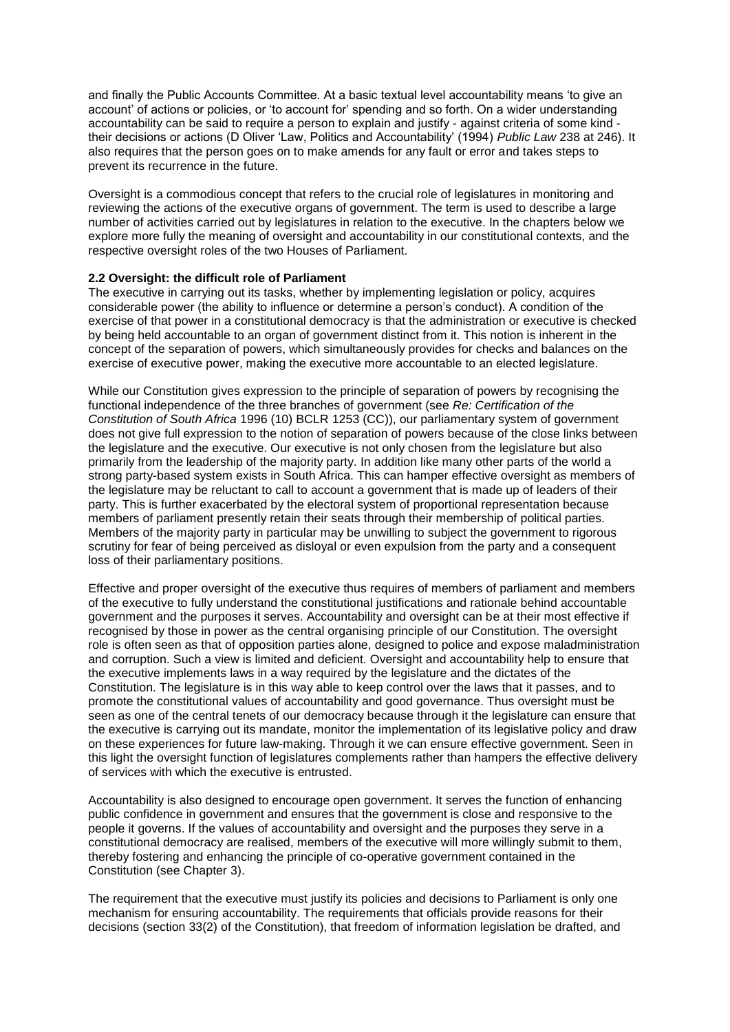and finally the Public Accounts Committee. At a basic textual level accountability means 'to give an account' of actions or policies, or 'to account for' spending and so forth. On a wider understanding accountability can be said to require a person to explain and justify - against criteria of some kind - their decisions or actions (D Oliver 'Law, Politics and Accountability' (1994) *Public Law* 238 at 246). It also requires that the person goes on to make amends for any fault or error and takes steps to prevent its recurrence in the future.

Oversight is a commodious concept that refers to the crucial role of legislatures in monitoring and reviewing the actions of the executive organs of government. The term is used to describe a large number of activities carried out by legislatures in relation to the executive. In the chapters below we explore more fully the meaning of oversight and accountability in our constitutional contexts, and the respective oversight roles of the two Houses of Parliament.

**2.2 Oversight: the difficult role of Parliament**

The executive in carrying out its tasks, whether by implementing legislation or policy, acquires considerable power (the ability to influence or determine a person's conduct). A condition of the exercise of that power in a constitutional democracy is that the administration or executive is checked by being held accountable to an organ of government distinct from it. This notion is inherent in the concept of the separation of powers, which simultaneously provides for checks and balances on the exercise of executive power, making the executive more accountable to an elected legislature.

While our Constitution gives expression to the principle of separation of powers by recognising the functional independence of the three branches of government (see *Re: Certification of the Constitution of South Africa* 1996 (10) BCLR 1253 (CC)), our parliamentary system of government does not give full expression to the notion of separation of powers because of the close links between the legislature and the executive. Our executive is not only chosen from the legislature but also primarily from the leadership of the majority party. In addition like many other parts of the world a strong party-based system exists in South Africa. This can hamper effective oversight as members of the legislature may be reluctant to call to account a government that is made up of leaders of their party. This is further exacerbated by the electoral system of proportional representation because members of parliament presently retain their seats through their membership of political parties. Members of the majority party in particular may be unwilling to subject the government to rigorous scrutiny for fear of being perceived as disloyal or even expulsion from the party and a consequent loss of their parliamentary positions.

Effective and proper oversight of the executive thus requires of members of parliament and members of the executive to fully understand the constitutional justifications and rationale behind accountable government and the purposes it serves. Accountability and oversight can be at their most effective if recognised by those in power as the central organising principle of our Constitution. The oversight role is often seen as that of opposition parties alone, designed to police and expose maladministration and corruption. Such a view is limited and deficient. Oversight and accountability help to ensure that the executive implements laws in a way required by the legislature and the dictates of the Constitution. The legislature is in this way able to keep control over the laws that it passes, and to promote the constitutional values of accountability and good governance. Thus oversight must be seen as one of the central tenets of our democracy because through it the legislature can ensure that the executive is carrying out its mandate, monitor the implementation of its legislative policy and draw on these experiences for future law-making. Through it we can ensure effective government. Seen in this light the oversight function of legislatures complements rather than hampers the effective delivery of services with which the executive is entrusted.

Accountability is also designed to encourage open government. It serves the function of enhancing public confidence in government and ensures that the government is close and responsive to the people it governs. If the values of accountability and oversight and the purposes they serve in a constitutional democracy are realised, members of the executive will more willingly submit to them, thereby fostering and enhancing the principle of co-operative government contained in the Constitution (see Chapter 3).

The requirement that the executive must justify its policies and decisions to Parliament is only one mechanism for ensuring accountability. The requirements that officials provide reasons for their decisions (section 33(2) of the Constitution), that freedom of information legislation be drafted, and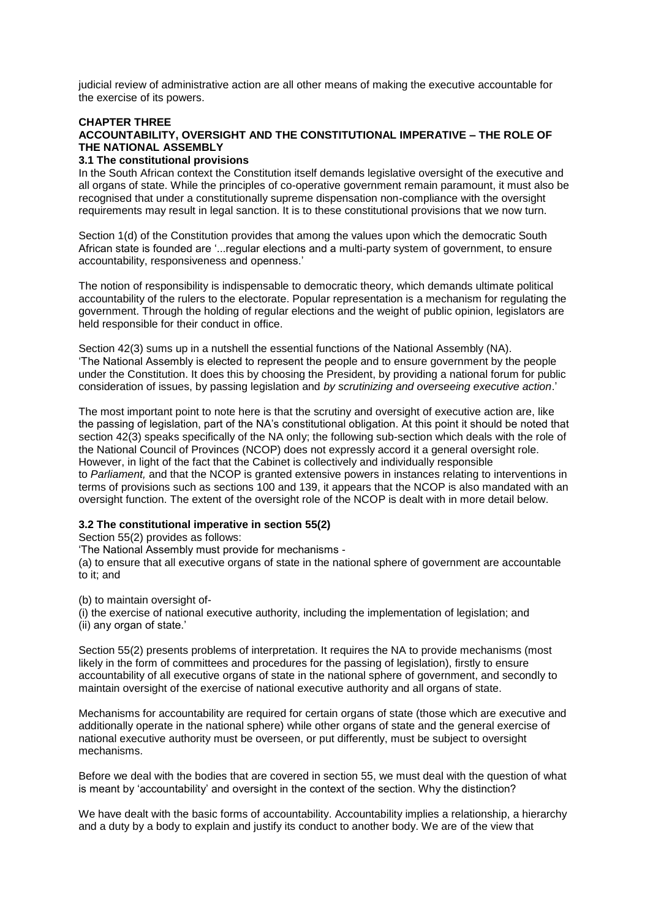judicial review of administrative action are all other means of making the executive accountable for the exercise of its powers.

## CHAPTER THREE
## ACCOUNTABILITY, OVERSIGHT AND THE CONSTITUTIONAL IMPERATIVE – THE ROLE OF THE NATIONAL ASSEMBLY

### 3.1 The constitutional provisions

In the South African context the Constitution itself demands legislative oversight of the executive and all organs of state. While the principles of co-operative government remain paramount, it must also be recognised that under a constitutionally supreme dispensation non-compliance with the oversight requirements may result in legal sanction. It is to these constitutional provisions that we now turn.

Section 1(d) of the Constitution provides that among the values upon which the democratic South African state is founded are '...regular elections and a multi-party system of government, to ensure accountability, responsiveness and openness.'

The notion of responsibility is indispensable to democratic theory, which demands ultimate political accountability of the rulers to the electorate. Popular representation is a mechanism for regulating the government. Through the holding of regular elections and the weight of public opinion, legislators are held responsible for their conduct in office.

Section 42(3) sums up in a nutshell the essential functions of the National Assembly (NA). 'The National Assembly is elected to represent the people and to ensure government by the people under the Constitution. It does this by choosing the President, by providing a national forum for public consideration of issues, by passing legislation and *by scrutinizing and overseeing executive action*.'

The most important point to note here is that the scrutiny and oversight of executive action are, like the passing of legislation, part of the NA's constitutional obligation. At this point it should be noted that section 42(3) speaks specifically of the NA only; the following sub-section which deals with the role of the National Council of Provinces (NCOP) does not expressly accord it a general oversight role. However, in light of the fact that the Cabinet is collectively and individually responsible to *Parliament,* and that the NCOP is granted extensive powers in instances relating to interventions in terms of provisions such as sections 100 and 139, it appears that the NCOP is also mandated with an oversight function. The extent of the oversight role of the NCOP is dealt with in more detail below.

### 3.2 The constitutional imperative in section 55(2)

Section 55(2) provides as follows:

'The National Assembly must provide for mechanisms -

(a) to ensure that all executive organs of state in the national sphere of government are accountable to it; and

(b) to maintain oversight of-

(i) the exercise of national executive authority, including the implementation of legislation; and
(ii) any organ of state.'

Section 55(2) presents problems of interpretation. It requires the NA to provide mechanisms (most likely in the form of committees and procedures for the passing of legislation), firstly to ensure accountability of all executive organs of state in the national sphere of government, and secondly to maintain oversight of the exercise of national executive authority and all organs of state.

Mechanisms for accountability are required for certain organs of state (those which are executive and additionally operate in the national sphere) while other organs of state and the general exercise of national executive authority must be overseen, or put differently, must be subject to oversight mechanisms.

Before we deal with the bodies that are covered in section 55, we must deal with the question of what is meant by 'accountability' and oversight in the context of the section. Why the distinction?

We have dealt with the basic forms of accountability. Accountability implies a relationship, a hierarchy and a duty by a body to explain and justify its conduct to another body. We are of the view that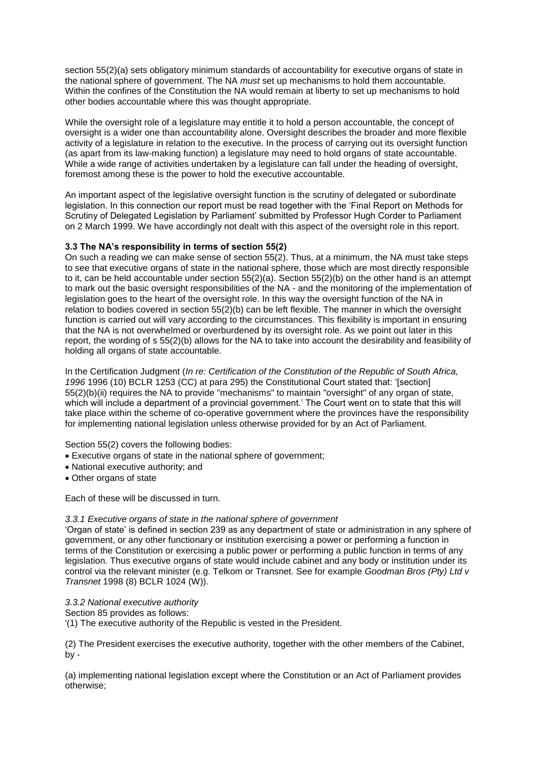section 55(2)(a) sets obligatory minimum standards of accountability for executive organs of state in the national sphere of government. The NA *must* set up mechanisms to hold them accountable. Within the confines of the Constitution the NA would remain at liberty to set up mechanisms to hold other bodies accountable where this was thought appropriate.

While the oversight role of a legislature may entitle it to hold a person accountable, the concept of oversight is a wider one than accountability alone. Oversight describes the broader and more flexible activity of a legislature in relation to the executive. In the process of carrying out its oversight function (as apart from its law-making function) a legislature may need to hold organs of state accountable. While a wide range of activities undertaken by a legislature can fall under the heading of oversight, foremost among these is the power to hold the executive accountable.

An important aspect of the legislative oversight function is the scrutiny of delegated or subordinate legislation. In this connection our report must be read together with the 'Final Report on Methods for Scrutiny of Delegated Legislation by Parliament' submitted by Professor Hugh Corder to Parliament on 2 March 1999. We have accordingly not dealt with this aspect of the oversight role in this report.

### 3.3 The NA's responsibility in terms of section 55(2)

On such a reading we can make sense of section 55(2). Thus, at a minimum, the NA must take steps to see that executive organs of state in the national sphere, those which are most directly responsible to it, can be held accountable under section 55(2)(a). Section 55(2)(b) on the other hand is an attempt to mark out the basic oversight responsibilities of the NA - and the monitoring of the implementation of legislation goes to the heart of the oversight role. In this way the oversight function of the NA in relation to bodies covered in section 55(2)(b) can be left flexible. The manner in which the oversight function is carried out will vary according to the circumstances. This flexibility is important in ensuring that the NA is not overwhelmed or overburdened by its oversight role. As we point out later in this report, the wording of s 55(2)(b) allows for the NA to take into account the desirability and feasibility of holding all organs of state accountable.

In the Certification Judgment (*In re: Certification of the Constitution of the Republic of South Africa, 1996* 1996 (10) BCLR 1253 (CC) at para 295) the Constitutional Court stated that: '[section] 55(2)(b)(ii) requires the NA to provide "mechanisms" to maintain "oversight" of any organ of state, which will include a department of a provincial government.' The Court went on to state that this will take place within the scheme of co-operative government where the provinces have the responsibility for implementing national legislation unless otherwise provided for by an Act of Parliament.

Section 55(2) covers the following bodies:

- Executive organs of state in the national sphere of government;
- National executive authority; and
- Other organs of state

Each of these will be discussed in turn.

#### *3.3.1 Executive organs of state in the national sphere of government*

'Organ of state' is defined in section 239 as any department of state or administration in any sphere of government, or any other functionary or institution exercising a power or performing a function in terms of the Constitution or exercising a public power or performing a public function in terms of any legislation. Thus executive organs of state would include cabinet and any body or institution under its control via the relevant minister (e.g. Telkom or Transnet. See for example *Goodman Bros (Pty) Ltd v Transnet* 1998 (8) BCLR 1024 (W)).

#### *3.3.2 National executive authority*

Section 85 provides as follows:

'(1) The executive authority of the Republic is vested in the President.

(2) The President exercises the executive authority, together with the other members of the Cabinet, by -

(a) implementing national legislation except where the Constitution or an Act of Parliament provides otherwise;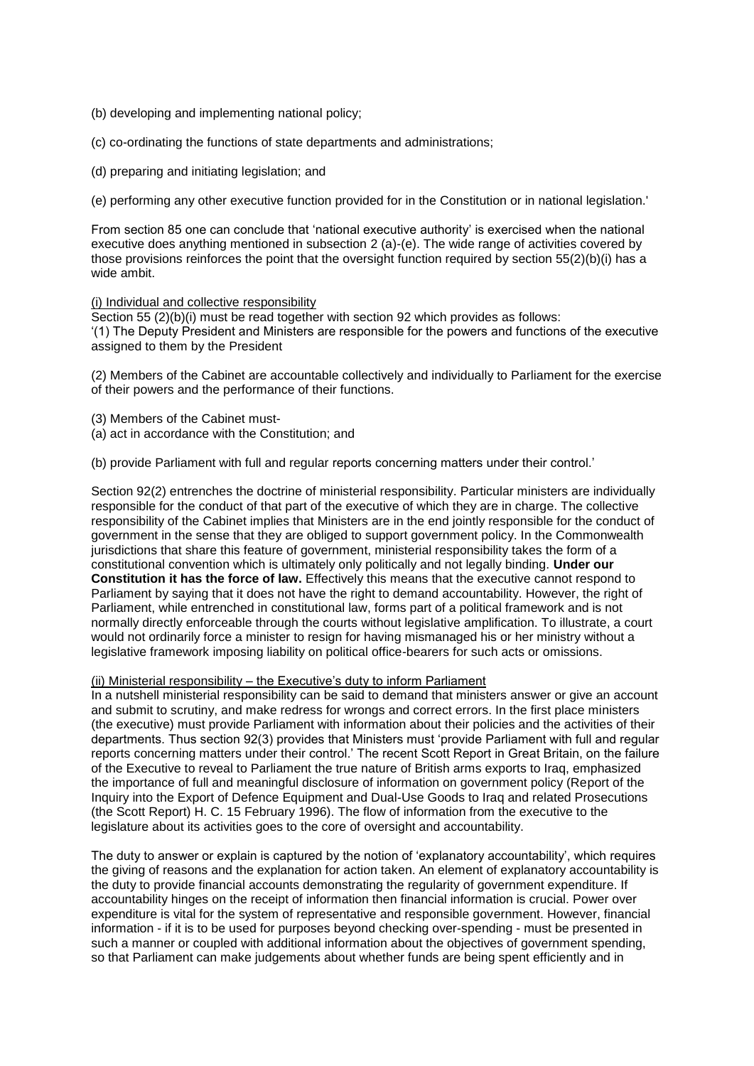(b) developing and implementing national policy;

(c) co-ordinating the functions of state departments and administrations;

(d) preparing and initiating legislation; and

(e) performing any other executive function provided for in the Constitution or in national legislation.'

From section 85 one can conclude that 'national executive authority' is exercised when the national executive does anything mentioned in subsection 2 (a)-(e). The wide range of activities covered by those provisions reinforces the point that the oversight function required by section 55(2)(b)(i) has a wide ambit.

<u>(i) Individual and collective responsibility</u>

Section 55 (2)(b)(i) must be read together with section 92 which provides as follows:
'(1) The Deputy President and Ministers are responsible for the powers and functions of the executive assigned to them by the President

(2) Members of the Cabinet are accountable collectively and individually to Parliament for the exercise of their powers and the performance of their functions.

(3) Members of the Cabinet must-
(a) act in accordance with the Constitution; and

(b) provide Parliament with full and regular reports concerning matters under their control.'

Section 92(2) entrenches the doctrine of ministerial responsibility. Particular ministers are individually responsible for the conduct of that part of the executive of which they are in charge. The collective responsibility of the Cabinet implies that Ministers are in the end jointly responsible for the conduct of government in the sense that they are obliged to support government policy. In the Commonwealth jurisdictions that share this feature of government, ministerial responsibility takes the form of a constitutional convention which is ultimately only politically and not legally binding. **Under our Constitution it has the force of law.** Effectively this means that the executive cannot respond to Parliament by saying that it does not have the right to demand accountability. However, the right of Parliament, while entrenched in constitutional law, forms part of a political framework and is not normally directly enforceable through the courts without legislative amplification. To illustrate, a court would not ordinarily force a minister to resign for having mismanaged his or her ministry without a legislative framework imposing liability on political office-bearers for such acts or omissions.

<u>(ii) Ministerial responsibility – the Executive's duty to inform Parliament</u>

In a nutshell ministerial responsibility can be said to demand that ministers answer or give an account and submit to scrutiny, and make redress for wrongs and correct errors. In the first place ministers (the executive) must provide Parliament with information about their policies and the activities of their departments. Thus section 92(3) provides that Ministers must 'provide Parliament with full and regular reports concerning matters under their control.' The recent Scott Report in Great Britain, on the failure of the Executive to reveal to Parliament the true nature of British arms exports to Iraq, emphasized the importance of full and meaningful disclosure of information on government policy (Report of the Inquiry into the Export of Defence Equipment and Dual-Use Goods to Iraq and related Prosecutions (the Scott Report) H. C. 15 February 1996). The flow of information from the executive to the legislature about its activities goes to the core of oversight and accountability.

The duty to answer or explain is captured by the notion of 'explanatory accountability', which requires the giving of reasons and the explanation for action taken. An element of explanatory accountability is the duty to provide financial accounts demonstrating the regularity of government expenditure. If accountability hinges on the receipt of information then financial information is crucial. Power over expenditure is vital for the system of representative and responsible government. However, financial information - if it is to be used for purposes beyond checking over-spending - must be presented in such a manner or coupled with additional information about the objectives of government spending, so that Parliament can make judgements about whether funds are being spent efficiently and in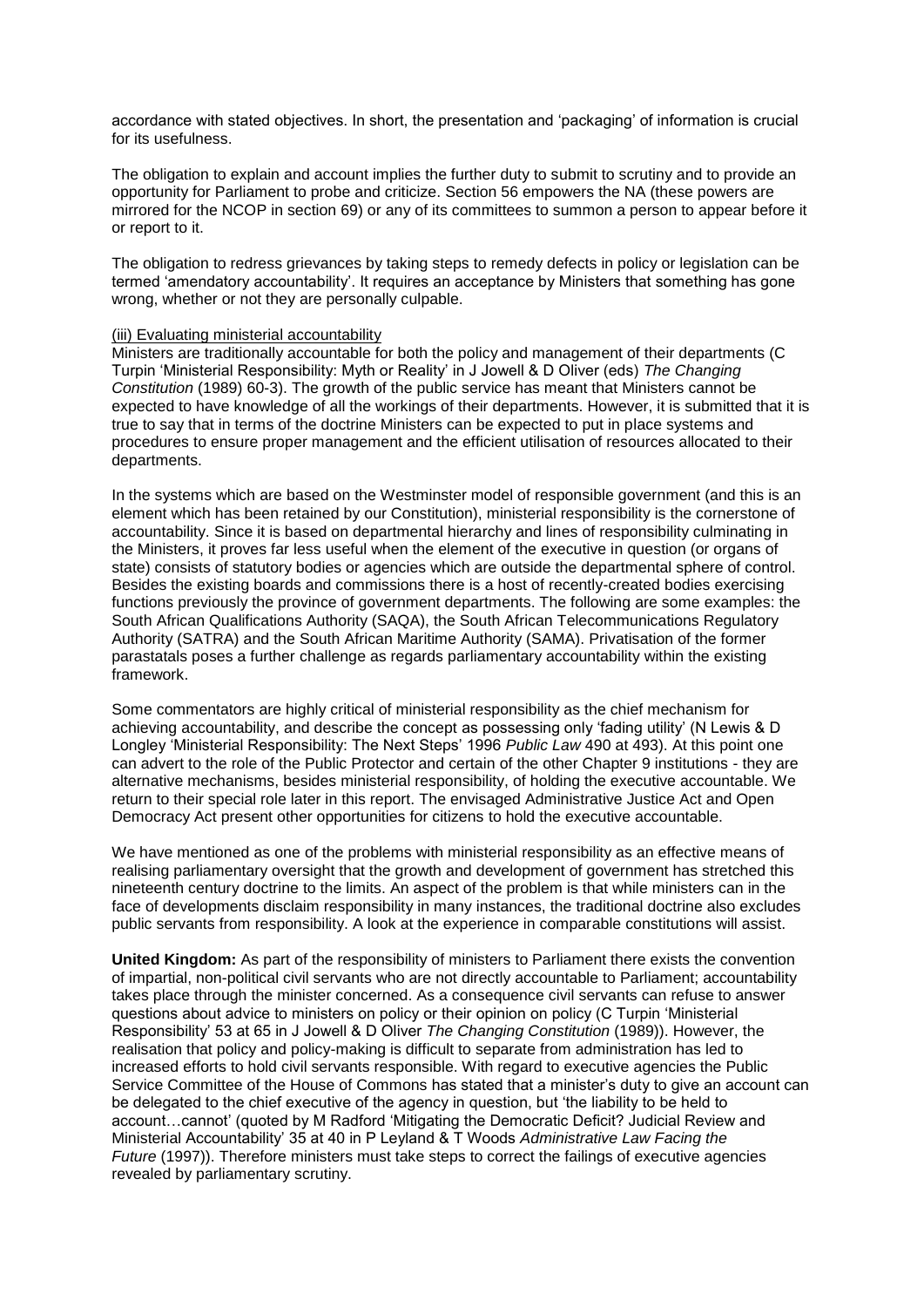accordance with stated objectives. In short, the presentation and 'packaging' of information is crucial for its usefulness.

The obligation to explain and account implies the further duty to submit to scrutiny and to provide an opportunity for Parliament to probe and criticize. Section 56 empowers the NA (these powers are mirrored for the NCOP in section 69) or any of its committees to summon a person to appear before it or report to it.

The obligation to redress grievances by taking steps to remedy defects in policy or legislation can be termed 'amendatory accountability'. It requires an acceptance by Ministers that something has gone wrong, whether or not they are personally culpable.

(iii) Evaluating ministerial accountability

Ministers are traditionally accountable for both the policy and management of their departments (C Turpin 'Ministerial Responsibility: Myth or Reality' in J Jowell & D Oliver (eds) *The Changing Constitution* (1989) 60-3). The growth of the public service has meant that Ministers cannot be expected to have knowledge of all the workings of their departments. However, it is submitted that it is true to say that in terms of the doctrine Ministers can be expected to put in place systems and procedures to ensure proper management and the efficient utilisation of resources allocated to their departments.

In the systems which are based on the Westminster model of responsible government (and this is an element which has been retained by our Constitution), ministerial responsibility is the cornerstone of accountability. Since it is based on departmental hierarchy and lines of responsibility culminating in the Ministers, it proves far less useful when the element of the executive in question (or organs of state) consists of statutory bodies or agencies which are outside the departmental sphere of control. Besides the existing boards and commissions there is a host of recently-created bodies exercising functions previously the province of government departments. The following are some examples: the South African Qualifications Authority (SAQA), the South African Telecommunications Regulatory Authority (SATRA) and the South African Maritime Authority (SAMA). Privatisation of the former parastatals poses a further challenge as regards parliamentary accountability within the existing framework.

Some commentators are highly critical of ministerial responsibility as the chief mechanism for achieving accountability, and describe the concept as possessing only 'fading utility' (N Lewis & D Longley 'Ministerial Responsibility: The Next Steps' 1996 *Public Law* 490 at 493). At this point one can advert to the role of the Public Protector and certain of the other Chapter 9 institutions - they are alternative mechanisms, besides ministerial responsibility, of holding the executive accountable. We return to their special role later in this report. The envisaged Administrative Justice Act and Open Democracy Act present other opportunities for citizens to hold the executive accountable.

We have mentioned as one of the problems with ministerial responsibility as an effective means of realising parliamentary oversight that the growth and development of government has stretched this nineteenth century doctrine to the limits. An aspect of the problem is that while ministers can in the face of developments disclaim responsibility in many instances, the traditional doctrine also excludes public servants from responsibility. A look at the experience in comparable constitutions will assist.

**United Kingdom:** As part of the responsibility of ministers to Parliament there exists the convention of impartial, non-political civil servants who are not directly accountable to Parliament; accountability takes place through the minister concerned. As a consequence civil servants can refuse to answer questions about advice to ministers on policy or their opinion on policy (C Turpin 'Ministerial Responsibility' 53 at 65 in J Jowell & D Oliver *The Changing Constitution* (1989)). However, the realisation that policy and policy-making is difficult to separate from administration has led to increased efforts to hold civil servants responsible. With regard to executive agencies the Public Service Committee of the House of Commons has stated that a minister's duty to give an account can be delegated to the chief executive of the agency in question, but 'the liability to be held to account…cannot' (quoted by M Radford 'Mitigating the Democratic Deficit? Judicial Review and Ministerial Accountability' 35 at 40 in P Leyland & T Woods *Administrative Law Facing the Future* (1997)). Therefore ministers must take steps to correct the failings of executive agencies revealed by parliamentary scrutiny.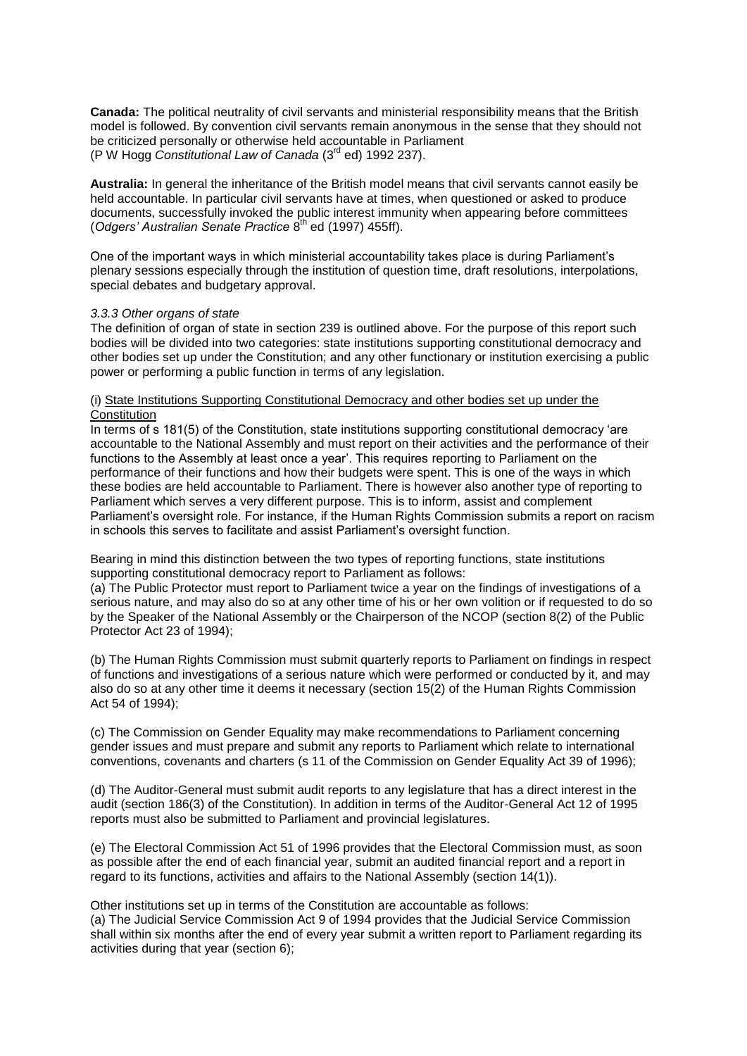**Canada:** The political neutrality of civil servants and ministerial responsibility means that the British model is followed. By convention civil servants remain anonymous in the sense that they should not be criticized personally or otherwise held accountable in Parliament
(P W Hogg *Constitutional Law of Canada* (3rd ed) 1992 237).

**Australia:** In general the inheritance of the British model means that civil servants cannot easily be held accountable. In particular civil servants have at times, when questioned or asked to produce documents, successfully invoked the public interest immunity when appearing before committees (*Odgers' Australian Senate Practice* 8th ed (1997) 455ff).

One of the important ways in which ministerial accountability takes place is during Parliament's plenary sessions especially through the institution of question time, draft resolutions, interpolations, special debates and budgetary approval.

*3.3.3 Other organs of state*

The definition of organ of state in section 239 is outlined above. For the purpose of this report such bodies will be divided into two categories: state institutions supporting constitutional democracy and other bodies set up under the Constitution; and any other functionary or institution exercising a public power or performing a public function in terms of any legislation.

(i) State Institutions Supporting Constitutional Democracy and other bodies set up under the Constitution

In terms of s 181(5) of the Constitution, state institutions supporting constitutional democracy 'are accountable to the National Assembly and must report on their activities and the performance of their functions to the Assembly at least once a year'. This requires reporting to Parliament on the performance of their functions and how their budgets were spent. This is one of the ways in which these bodies are held accountable to Parliament. There is however also another type of reporting to Parliament which serves a very different purpose. This is to inform, assist and complement Parliament's oversight role. For instance, if the Human Rights Commission submits a report on racism in schools this serves to facilitate and assist Parliament's oversight function.

Bearing in mind this distinction between the two types of reporting functions, state institutions supporting constitutional democracy report to Parliament as follows:

(a) The Public Protector must report to Parliament twice a year on the findings of investigations of a serious nature, and may also do so at any other time of his or her own volition or if requested to do so by the Speaker of the National Assembly or the Chairperson of the NCOP (section 8(2) of the Public Protector Act 23 of 1994);

(b) The Human Rights Commission must submit quarterly reports to Parliament on findings in respect of functions and investigations of a serious nature which were performed or conducted by it, and may also do so at any other time it deems it necessary (section 15(2) of the Human Rights Commission Act 54 of 1994);

(c) The Commission on Gender Equality may make recommendations to Parliament concerning gender issues and must prepare and submit any reports to Parliament which relate to international conventions, covenants and charters (s 11 of the Commission on Gender Equality Act 39 of 1996);

(d) The Auditor-General must submit audit reports to any legislature that has a direct interest in the audit (section 186(3) of the Constitution). In addition in terms of the Auditor-General Act 12 of 1995 reports must also be submitted to Parliament and provincial legislatures.

(e) The Electoral Commission Act 51 of 1996 provides that the Electoral Commission must, as soon as possible after the end of each financial year, submit an audited financial report and a report in regard to its functions, activities and affairs to the National Assembly (section 14(1)).

Other institutions set up in terms of the Constitution are accountable as follows:

(a) The Judicial Service Commission Act 9 of 1994 provides that the Judicial Service Commission shall within six months after the end of every year submit a written report to Parliament regarding its activities during that year (section 6);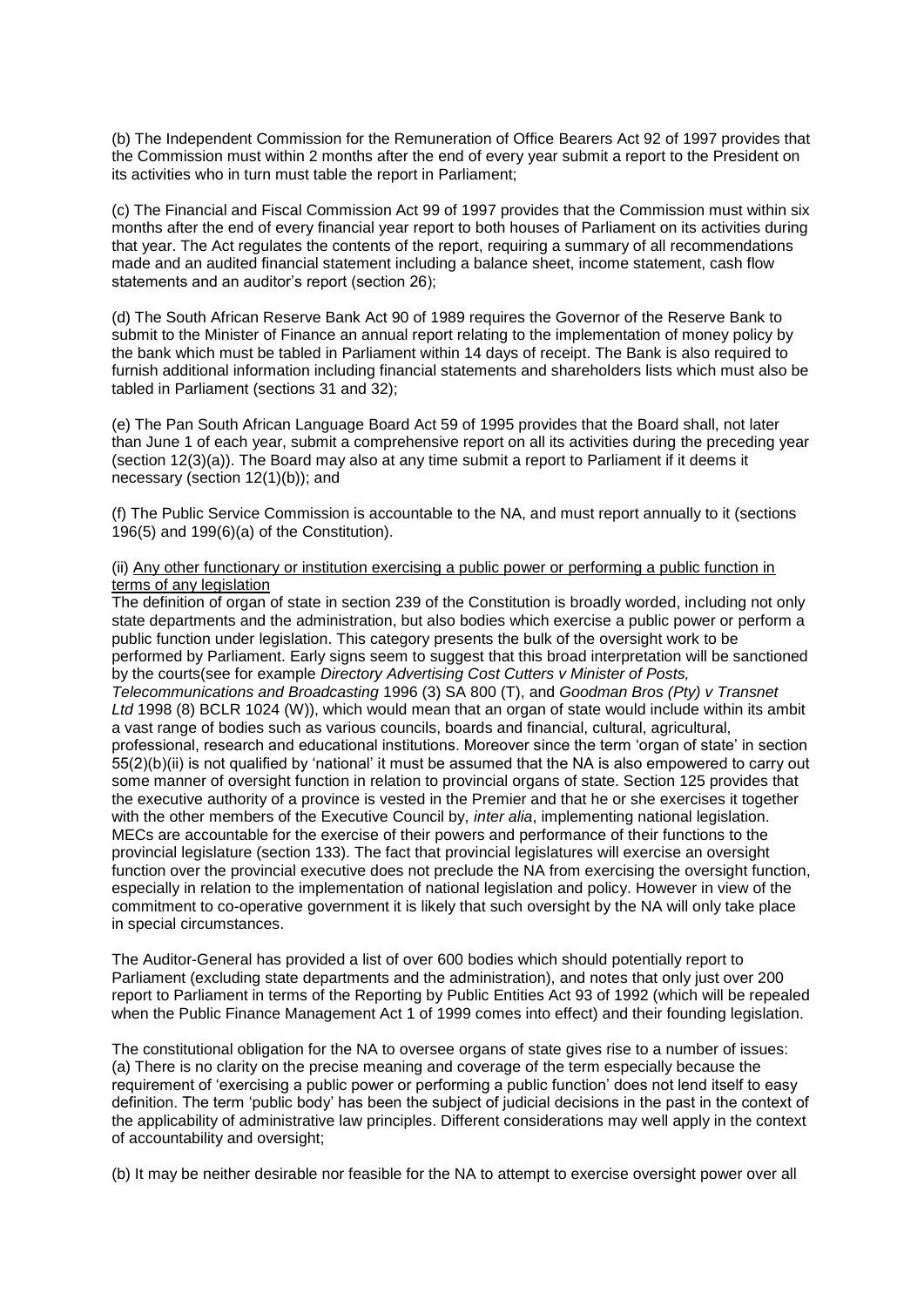(b) The Independent Commission for the Remuneration of Office Bearers Act 92 of 1997 provides that the Commission must within 2 months after the end of every year submit a report to the President on its activities who in turn must table the report in Parliament;

(c) The Financial and Fiscal Commission Act 99 of 1997 provides that the Commission must within six months after the end of every financial year report to both houses of Parliament on its activities during that year. The Act regulates the contents of the report, requiring a summary of all recommendations made and an audited financial statement including a balance sheet, income statement, cash flow statements and an auditor's report (section 26);

(d) The South African Reserve Bank Act 90 of 1989 requires the Governor of the Reserve Bank to submit to the Minister of Finance an annual report relating to the implementation of money policy by the bank which must be tabled in Parliament within 14 days of receipt. The Bank is also required to furnish additional information including financial statements and shareholders lists which must also be tabled in Parliament (sections 31 and 32);

(e) The Pan South African Language Board Act 59 of 1995 provides that the Board shall, not later than June 1 of each year, submit a comprehensive report on all its activities during the preceding year (section 12(3)(a)). The Board may also at any time submit a report to Parliament if it deems it necessary (section 12(1)(b)); and

(f) The Public Service Commission is accountable to the NA, and must report annually to it (sections 196(5) and 199(6)(a) of the Constitution).

(ii) Any other functionary or institution exercising a public power or performing a public function in terms of any legislation

The definition of organ of state in section 239 of the Constitution is broadly worded, including not only state departments and the administration, but also bodies which exercise a public power or perform a public function under legislation. This category presents the bulk of the oversight work to be performed by Parliament. Early signs seem to suggest that this broad interpretation will be sanctioned by the courts(see for example *Directory Advertising Cost Cutters v Minister of Posts, Telecommunications and Broadcasting* 1996 (3) SA 800 (T), and *Goodman Bros (Pty) v Transnet Ltd* 1998 (8) BCLR 1024 (W)), which would mean that an organ of state would include within its ambit a vast range of bodies such as various councils, boards and financial, cultural, agricultural, professional, research and educational institutions. Moreover since the term 'organ of state' in section 55(2)(b)(ii) is not qualified by 'national' it must be assumed that the NA is also empowered to carry out some manner of oversight function in relation to provincial organs of state. Section 125 provides that the executive authority of a province is vested in the Premier and that he or she exercises it together with the other members of the Executive Council by, *inter alia*, implementing national legislation. MECs are accountable for the exercise of their powers and performance of their functions to the provincial legislature (section 133). The fact that provincial legislatures will exercise an oversight function over the provincial executive does not preclude the NA from exercising the oversight function, especially in relation to the implementation of national legislation and policy. However in view of the commitment to co-operative government it is likely that such oversight by the NA will only take place in special circumstances.

The Auditor-General has provided a list of over 600 bodies which should potentially report to Parliament (excluding state departments and the administration), and notes that only just over 200 report to Parliament in terms of the Reporting by Public Entities Act 93 of 1992 (which will be repealed when the Public Finance Management Act 1 of 1999 comes into effect) and their founding legislation.

The constitutional obligation for the NA to oversee organs of state gives rise to a number of issues:

(a) There is no clarity on the precise meaning and coverage of the term especially because the requirement of 'exercising a public power or performing a public function' does not lend itself to easy definition. The term 'public body' has been the subject of judicial decisions in the past in the context of the applicability of administrative law principles. Different considerations may well apply in the context of accountability and oversight;

(b) It may be neither desirable nor feasible for the NA to attempt to exercise oversight power over all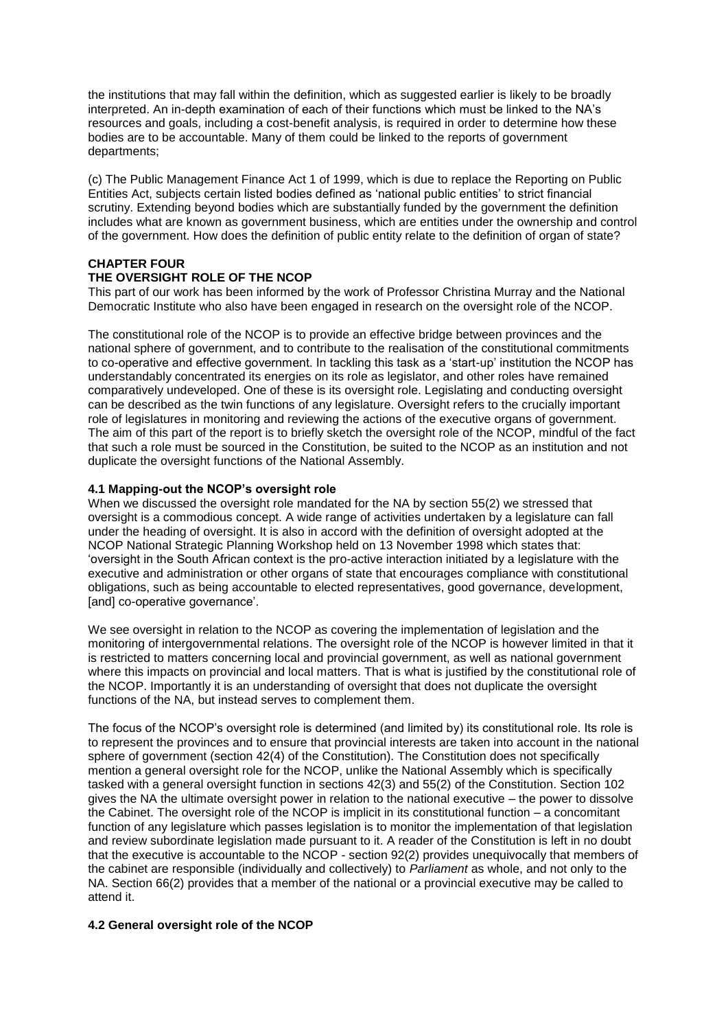the institutions that may fall within the definition, which as suggested earlier is likely to be broadly interpreted. An in-depth examination of each of their functions which must be linked to the NA's resources and goals, including a cost-benefit analysis, is required in order to determine how these bodies are to be accountable. Many of them could be linked to the reports of government departments;

(c) The Public Management Finance Act 1 of 1999, which is due to replace the Reporting on Public Entities Act, subjects certain listed bodies defined as 'national public entities' to strict financial scrutiny. Extending beyond bodies which are substantially funded by the government the definition includes what are known as government business, which are entities under the ownership and control of the government. How does the definition of public entity relate to the definition of organ of state?

## CHAPTER FOUR
## THE OVERSIGHT ROLE OF THE NCOP

This part of our work has been informed by the work of Professor Christina Murray and the National Democratic Institute who also have been engaged in research on the oversight role of the NCOP.

The constitutional role of the NCOP is to provide an effective bridge between provinces and the national sphere of government, and to contribute to the realisation of the constitutional commitments to co-operative and effective government. In tackling this task as a 'start-up' institution the NCOP has understandably concentrated its energies on its role as legislator, and other roles have remained comparatively undeveloped. One of these is its oversight role. Legislating and conducting oversight can be described as the twin functions of any legislature. Oversight refers to the crucially important role of legislatures in monitoring and reviewing the actions of the executive organs of government. The aim of this part of the report is to briefly sketch the oversight role of the NCOP, mindful of the fact that such a role must be sourced in the Constitution, be suited to the NCOP as an institution and not duplicate the oversight functions of the National Assembly.

### 4.1 Mapping-out the NCOP's oversight role

When we discussed the oversight role mandated for the NA by section 55(2) we stressed that oversight is a commodious concept. A wide range of activities undertaken by a legislature can fall under the heading of oversight. It is also in accord with the definition of oversight adopted at the NCOP National Strategic Planning Workshop held on 13 November 1998 which states that: 'oversight in the South African context is the pro-active interaction initiated by a legislature with the executive and administration or other organs of state that encourages compliance with constitutional obligations, such as being accountable to elected representatives, good governance, development, [and] co-operative governance'.

We see oversight in relation to the NCOP as covering the implementation of legislation and the monitoring of intergovernmental relations. The oversight role of the NCOP is however limited in that it is restricted to matters concerning local and provincial government, as well as national government where this impacts on provincial and local matters. That is what is justified by the constitutional role of the NCOP. Importantly it is an understanding of oversight that does not duplicate the oversight functions of the NA, but instead serves to complement them.

The focus of the NCOP's oversight role is determined (and limited by) its constitutional role. Its role is to represent the provinces and to ensure that provincial interests are taken into account in the national sphere of government (section 42(4) of the Constitution). The Constitution does not specifically mention a general oversight role for the NCOP, unlike the National Assembly which is specifically tasked with a general oversight function in sections 42(3) and 55(2) of the Constitution. Section 102 gives the NA the ultimate oversight power in relation to the national executive – the power to dissolve the Cabinet. The oversight role of the NCOP is implicit in its constitutional function – a concomitant function of any legislature which passes legislation is to monitor the implementation of that legislation and review subordinate legislation made pursuant to it. A reader of the Constitution is left in no doubt that the executive is accountable to the NCOP - section 92(2) provides unequivocally that members of the cabinet are responsible (individually and collectively) to *Parliament* as whole, and not only to the NA. Section 66(2) provides that a member of the national or a provincial executive may be called to attend it.

### 4.2 General oversight role of the NCOP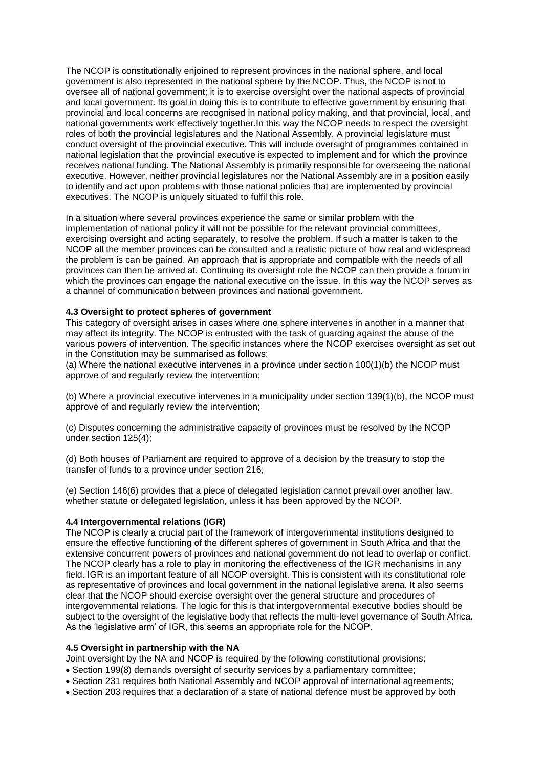The NCOP is constitutionally enjoined to represent provinces in the national sphere, and local government is also represented in the national sphere by the NCOP. Thus, the NCOP is not to oversee all of national government; it is to exercise oversight over the national aspects of provincial and local government. Its goal in doing this is to contribute to effective government by ensuring that provincial and local concerns are recognised in national policy making, and that provincial, local, and national governments work effectively together.In this way the NCOP needs to respect the oversight roles of both the provincial legislatures and the National Assembly. A provincial legislature must conduct oversight of the provincial executive. This will include oversight of programmes contained in national legislation that the provincial executive is expected to implement and for which the province receives national funding. The National Assembly is primarily responsible for overseeing the national executive. However, neither provincial legislatures nor the National Assembly are in a position easily to identify and act upon problems with those national policies that are implemented by provincial executives. The NCOP is uniquely situated to fulfil this role.

In a situation where several provinces experience the same or similar problem with the implementation of national policy it will not be possible for the relevant provincial committees, exercising oversight and acting separately, to resolve the problem. If such a matter is taken to the NCOP all the member provinces can be consulted and a realistic picture of how real and widespread the problem is can be gained. An approach that is appropriate and compatible with the needs of all provinces can then be arrived at. Continuing its oversight role the NCOP can then provide a forum in which the provinces can engage the national executive on the issue. In this way the NCOP serves as a channel of communication between provinces and national government.

### 4.3 Oversight to protect spheres of government

This category of oversight arises in cases where one sphere intervenes in another in a manner that may affect its integrity. The NCOP is entrusted with the task of guarding against the abuse of the various powers of intervention. The specific instances where the NCOP exercises oversight as set out in the Constitution may be summarised as follows:

(a) Where the national executive intervenes in a province under section 100(1)(b) the NCOP must approve of and regularly review the intervention;

(b) Where a provincial executive intervenes in a municipality under section 139(1)(b), the NCOP must approve of and regularly review the intervention;

(c) Disputes concerning the administrative capacity of provinces must be resolved by the NCOP under section 125(4);

(d) Both houses of Parliament are required to approve of a decision by the treasury to stop the transfer of funds to a province under section 216;

(e) Section 146(6) provides that a piece of delegated legislation cannot prevail over another law, whether statute or delegated legislation, unless it has been approved by the NCOP.

### 4.4 Intergovernmental relations (IGR)

The NCOP is clearly a crucial part of the framework of intergovernmental institutions designed to ensure the effective functioning of the different spheres of government in South Africa and that the extensive concurrent powers of provinces and national government do not lead to overlap or conflict. The NCOP clearly has a role to play in monitoring the effectiveness of the IGR mechanisms in any field. IGR is an important feature of all NCOP oversight. This is consistent with its constitutional role as representative of provinces and local government in the national legislative arena. It also seems clear that the NCOP should exercise oversight over the general structure and procedures of intergovernmental relations. The logic for this is that intergovernmental executive bodies should be subject to the oversight of the legislative body that reflects the multi-level governance of South Africa. As the 'legislative arm' of IGR, this seems an appropriate role for the NCOP.

### 4.5 Oversight in partnership with the NA

Joint oversight by the NA and NCOP is required by the following constitutional provisions:

- Section 199(8) demands oversight of security services by a parliamentary committee;
- Section 231 requires both National Assembly and NCOP approval of international agreements;
- Section 203 requires that a declaration of a state of national defence must be approved by both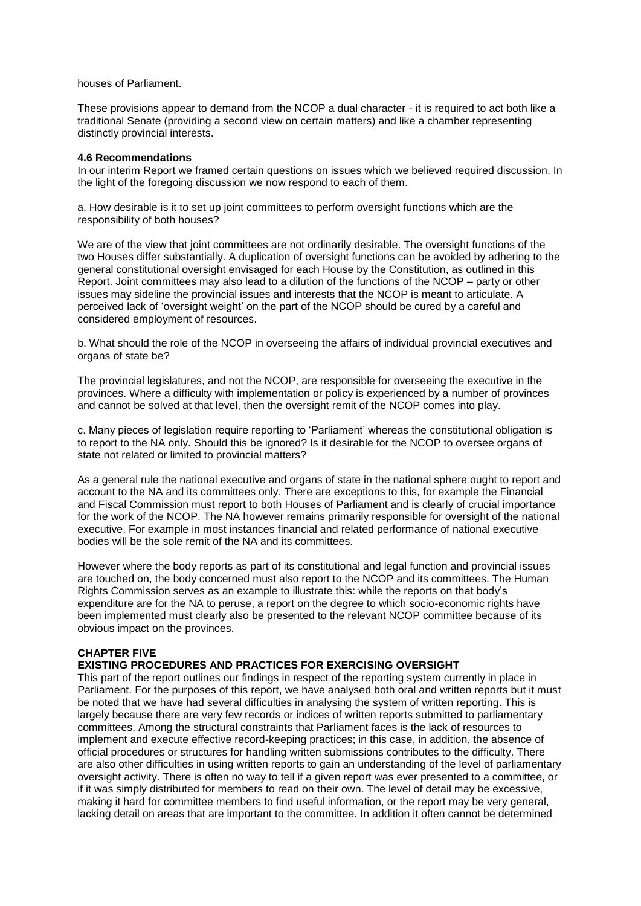houses of Parliament.

These provisions appear to demand from the NCOP a dual character - it is required to act both like a traditional Senate (providing a second view on certain matters) and like a chamber representing distinctly provincial interests.

### 4.6 Recommendations

In our interim Report we framed certain questions on issues which we believed required discussion. In the light of the foregoing discussion we now respond to each of them.

a. How desirable is it to set up joint committees to perform oversight functions which are the responsibility of both houses?

We are of the view that joint committees are not ordinarily desirable. The oversight functions of the two Houses differ substantially. A duplication of oversight functions can be avoided by adhering to the general constitutional oversight envisaged for each House by the Constitution, as outlined in this Report. Joint committees may also lead to a dilution of the functions of the NCOP – party or other issues may sideline the provincial issues and interests that the NCOP is meant to articulate. A perceived lack of 'oversight weight' on the part of the NCOP should be cured by a careful and considered employment of resources.

b. What should the role of the NCOP in overseeing the affairs of individual provincial executives and organs of state be?

The provincial legislatures, and not the NCOP, are responsible for overseeing the executive in the provinces. Where a difficulty with implementation or policy is experienced by a number of provinces and cannot be solved at that level, then the oversight remit of the NCOP comes into play.

c. Many pieces of legislation require reporting to 'Parliament' whereas the constitutional obligation is to report to the NA only. Should this be ignored? Is it desirable for the NCOP to oversee organs of state not related or limited to provincial matters?

As a general rule the national executive and organs of state in the national sphere ought to report and account to the NA and its committees only. There are exceptions to this, for example the Financial and Fiscal Commission must report to both Houses of Parliament and is clearly of crucial importance for the work of the NCOP. The NA however remains primarily responsible for oversight of the national executive. For example in most instances financial and related performance of national executive bodies will be the sole remit of the NA and its committees.

However where the body reports as part of its constitutional and legal function and provincial issues are touched on, the body concerned must also report to the NCOP and its committees. The Human Rights Commission serves as an example to illustrate this: while the reports on that body's expenditure are for the NA to peruse, a report on the degree to which socio-economic rights have been implemented must clearly also be presented to the relevant NCOP committee because of its obvious impact on the provinces.

## CHAPTER FIVE

## EXISTING PROCEDURES AND PRACTICES FOR EXERCISING OVERSIGHT

This part of the report outlines our findings in respect of the reporting system currently in place in Parliament. For the purposes of this report, we have analysed both oral and written reports but it must be noted that we have had several difficulties in analysing the system of written reporting. This is largely because there are very few records or indices of written reports submitted to parliamentary committees. Among the structural constraints that Parliament faces is the lack of resources to implement and execute effective record-keeping practices; in this case, in addition, the absence of official procedures or structures for handling written submissions contributes to the difficulty. There are also other difficulties in using written reports to gain an understanding of the level of parliamentary oversight activity. There is often no way to tell if a given report was ever presented to a committee, or if it was simply distributed for members to read on their own. The level of detail may be excessive, making it hard for committee members to find useful information, or the report may be very general, lacking detail on areas that are important to the committee. In addition it often cannot be determined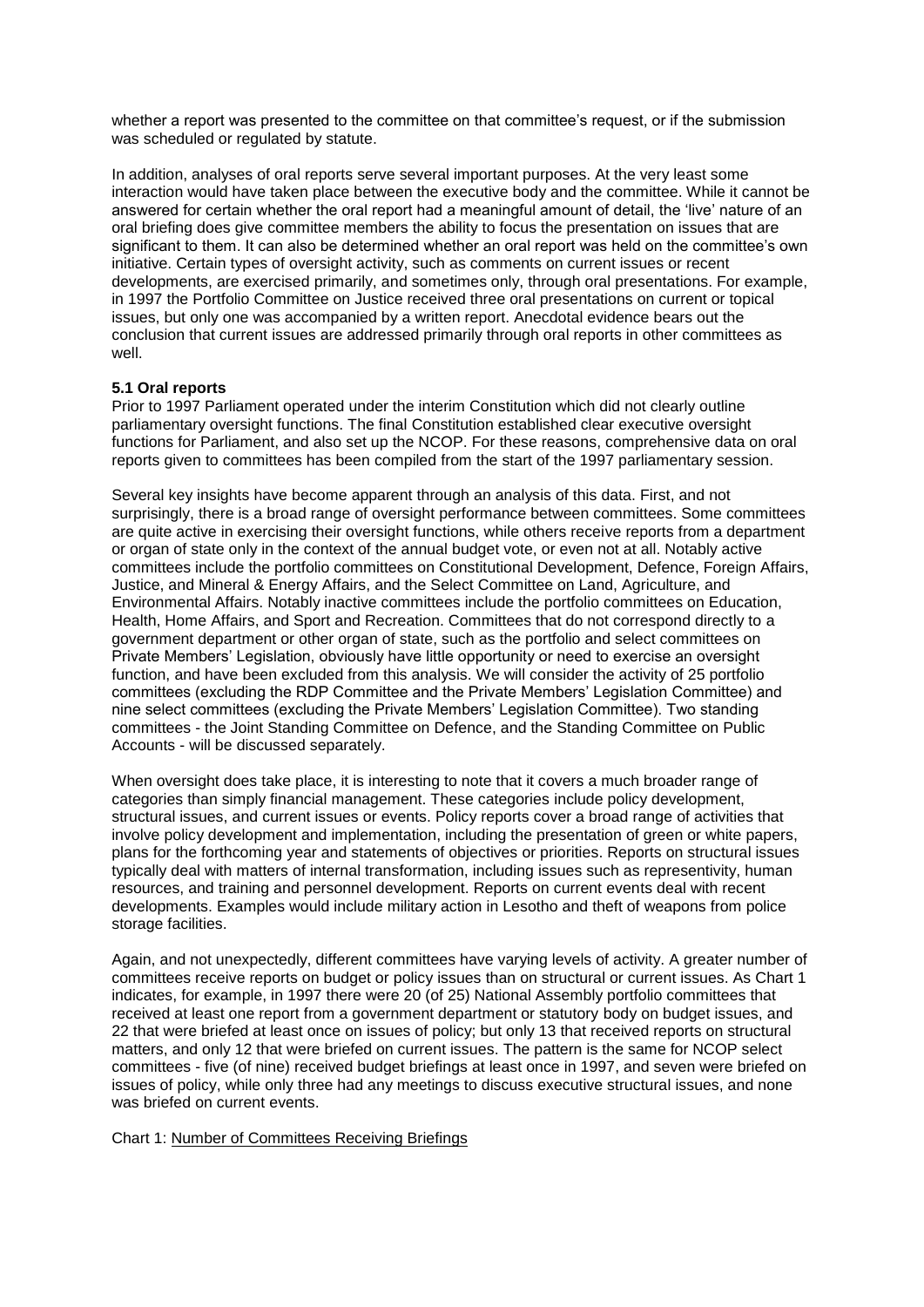whether a report was presented to the committee on that committee's request, or if the submission was scheduled or regulated by statute.

In addition, analyses of oral reports serve several important purposes. At the very least some interaction would have taken place between the executive body and the committee. While it cannot be answered for certain whether the oral report had a meaningful amount of detail, the 'live' nature of an oral briefing does give committee members the ability to focus the presentation on issues that are significant to them. It can also be determined whether an oral report was held on the committee's own initiative. Certain types of oversight activity, such as comments on current issues or recent developments, are exercised primarily, and sometimes only, through oral presentations. For example, in 1997 the Portfolio Committee on Justice received three oral presentations on current or topical issues, but only one was accompanied by a written report. Anecdotal evidence bears out the conclusion that current issues are addressed primarily through oral reports in other committees as well.

**5.1 Oral reports**

Prior to 1997 Parliament operated under the interim Constitution which did not clearly outline parliamentary oversight functions. The final Constitution established clear executive oversight functions for Parliament, and also set up the NCOP. For these reasons, comprehensive data on oral reports given to committees has been compiled from the start of the 1997 parliamentary session.

Several key insights have become apparent through an analysis of this data. First, and not surprisingly, there is a broad range of oversight performance between committees. Some committees are quite active in exercising their oversight functions, while others receive reports from a department or organ of state only in the context of the annual budget vote, or even not at all. Notably active committees include the portfolio committees on Constitutional Development, Defence, Foreign Affairs, Justice, and Mineral & Energy Affairs, and the Select Committee on Land, Agriculture, and Environmental Affairs. Notably inactive committees include the portfolio committees on Education, Health, Home Affairs, and Sport and Recreation. Committees that do not correspond directly to a government department or other organ of state, such as the portfolio and select committees on Private Members' Legislation, obviously have little opportunity or need to exercise an oversight function, and have been excluded from this analysis. We will consider the activity of 25 portfolio committees (excluding the RDP Committee and the Private Members' Legislation Committee) and nine select committees (excluding the Private Members' Legislation Committee). Two standing committees - the Joint Standing Committee on Defence, and the Standing Committee on Public Accounts - will be discussed separately.

When oversight does take place, it is interesting to note that it covers a much broader range of categories than simply financial management. These categories include policy development, structural issues, and current issues or events. Policy reports cover a broad range of activities that involve policy development and implementation, including the presentation of green or white papers, plans for the forthcoming year and statements of objectives or priorities. Reports on structural issues typically deal with matters of internal transformation, including issues such as representivity, human resources, and training and personnel development. Reports on current events deal with recent developments. Examples would include military action in Lesotho and theft of weapons from police storage facilities.

Again, and not unexpectedly, different committees have varying levels of activity. A greater number of committees receive reports on budget or policy issues than on structural or current issues. As Chart 1 indicates, for example, in 1997 there were 20 (of 25) National Assembly portfolio committees that received at least one report from a government department or statutory body on budget issues, and 22 that were briefed at least once on issues of policy; but only 13 that received reports on structural matters, and only 12 that were briefed on current issues. The pattern is the same for NCOP select committees - five (of nine) received budget briefings at least once in 1997, and seven were briefed on issues of policy, while only three had any meetings to discuss executive structural issues, and none was briefed on current events.

Chart 1: Number of Committees Receiving Briefings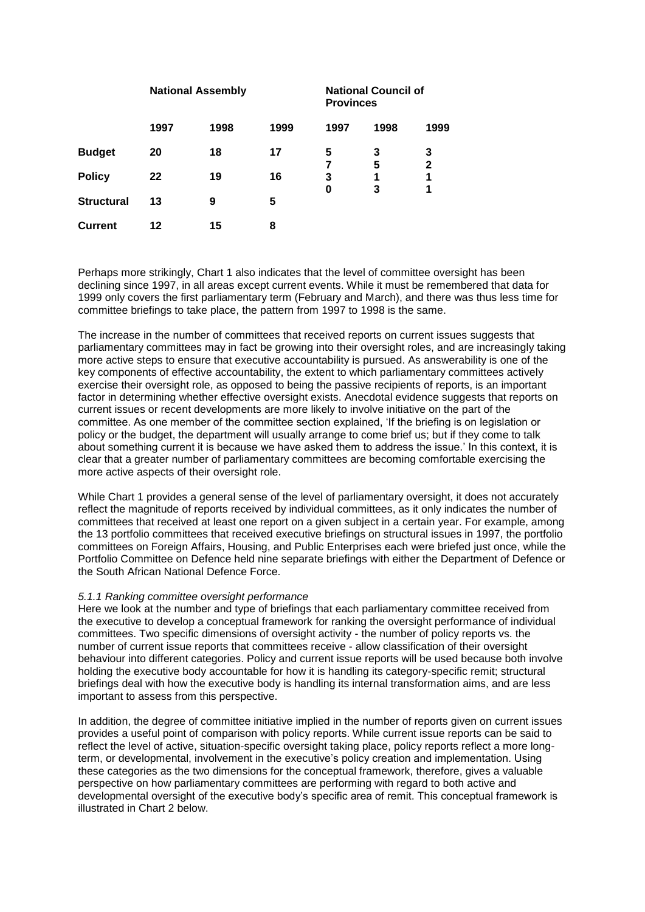| | National Assembly | | | National Council of Provinces | | |
|---|---|---|---|---|---|---|
| | 1997 | 1998 | 1999 | 1997 | 1998 | 1999 |
| **Budget** | 20 | 18 | 17 | 5 | 3 | 3 |
| **Policy** | 22 | 19 | 16 | 7 | 5 | 2 |
| **Structural** | 13 | 9 | 5 | 3 | 1 | 1 |
| **Current** | 12 | 15 | 8 | 0 | 3 | 1 |

Perhaps more strikingly, Chart 1 also indicates that the level of committee oversight has been declining since 1997, in all areas except current events. While it must be remembered that data for 1999 only covers the first parliamentary term (February and March), and there was thus less time for committee briefings to take place, the pattern from 1997 to 1998 is the same.

The increase in the number of committees that received reports on current issues suggests that parliamentary committees may in fact be growing into their oversight roles, and are increasingly taking more active steps to ensure that executive accountability is pursued. As answerability is one of the key components of effective accountability, the extent to which parliamentary committees actively exercise their oversight role, as opposed to being the passive recipients of reports, is an important factor in determining whether effective oversight exists. Anecdotal evidence suggests that reports on current issues or recent developments are more likely to involve initiative on the part of the committee. As one member of the committee section explained, 'If the briefing is on legislation or policy or the budget, the department will usually arrange to come brief us; but if they come to talk about something current it is because we have asked them to address the issue.' In this context, it is clear that a greater number of parliamentary committees are becoming comfortable exercising the more active aspects of their oversight role.

While Chart 1 provides a general sense of the level of parliamentary oversight, it does not accurately reflect the magnitude of reports received by individual committees, as it only indicates the number of committees that received at least one report on a given subject in a certain year. For example, among the 13 portfolio committees that received executive briefings on structural issues in 1997, the portfolio committees on Foreign Affairs, Housing, and Public Enterprises each were briefed just once, while the Portfolio Committee on Defence held nine separate briefings with either the Department of Defence or the South African National Defence Force.

*5.1.1 Ranking committee oversight performance*

Here we look at the number and type of briefings that each parliamentary committee received from the executive to develop a conceptual framework for ranking the oversight performance of individual committees. Two specific dimensions of oversight activity - the number of policy reports vs. the number of current issue reports that committees receive - allow classification of their oversight behaviour into different categories. Policy and current issue reports will be used because both involve holding the executive body accountable for how it is handling its category-specific remit; structural briefings deal with how the executive body is handling its internal transformation aims, and are less important to assess from this perspective.

In addition, the degree of committee initiative implied in the number of reports given on current issues provides a useful point of comparison with policy reports. While current issue reports can be said to reflect the level of active, situation-specific oversight taking place, policy reports reflect a more long-term, or developmental, involvement in the executive's policy creation and implementation. Using these categories as the two dimensions for the conceptual framework, therefore, gives a valuable perspective on how parliamentary committees are performing with regard to both active and developmental oversight of the executive body's specific area of remit. This conceptual framework is illustrated in Chart 2 below.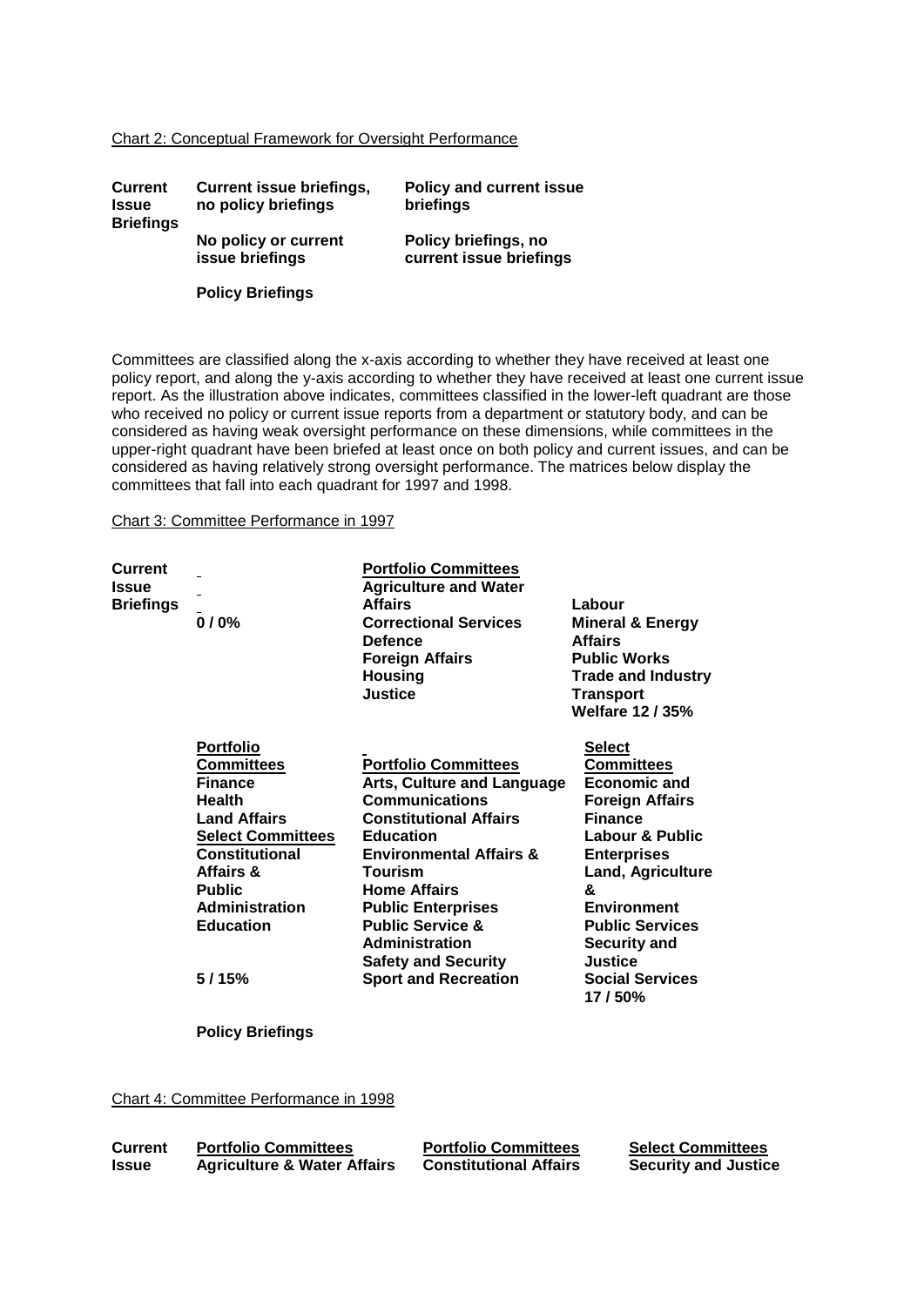Chart 2: Conceptual Framework for Oversight Performance

| **Current Issue Briefings** | **Current issue briefings, no policy briefings** | **Policy and current issue briefings** |
|---|---|---|
| | **No policy or current issue briefings** | **Policy briefings, no current issue briefings** |
| | **Policy Briefings** | |

Committees are classified along the x-axis according to whether they have received at least one policy report, and along the y-axis according to whether they have received at least one current issue report. As the illustration above indicates, committees classified in the lower-left quadrant are those who received no policy or current issue reports from a department or statutory body, and can be considered as having weak oversight performance on these dimensions, while committees in the upper-right quadrant have been briefed at least once on both policy and current issues, and can be considered as having relatively strong oversight performance. The matrices below display the committees that fall into each quadrant for 1997 and 1998.

Chart 3: Committee Performance in 1997

| **Current Issue Briefings** | | | |
|---|---|---|---|
| | **0 / 0%** | **Portfolio Committees**<br>**Agriculture and Water Affairs**<br>**Correctional Services**<br>**Defence**<br>**Foreign Affairs**<br>**Housing**<br>**Justice** | **Labour**<br>**Mineral & Energy Affairs**<br>**Public Works**<br>**Trade and Industry**<br>**Transport**<br>**Welfare 12 / 35%** |
| | **Portfolio Committees**<br>**Finance**<br>**Health**<br>**Land Affairs**<br>**Select Committees**<br>**Constitutional Affairs & Public Administration**<br>**Education**<br><br>**5 / 15%** | **Portfolio Committees**<br>**Arts, Culture and Language**<br>**Communications**<br>**Constitutional Affairs**<br>**Education**<br>**Environmental Affairs & Tourism**<br>**Home Affairs**<br>**Public Enterprises**<br>**Public Service & Administration**<br>**Safety and Security**<br>**Sport and Recreation** | **Select Committees**<br>**Economic and Foreign Affairs**<br>**Finance**<br>**Labour & Public Enterprises**<br>**Land, Agriculture & Environment**<br>**Public Services**<br>**Security and Justice**<br>**Social Services**<br>**17 / 50%** |
| | **Policy Briefings** | | |

Chart 4: Committee Performance in 1998

| **Current Issue** | **Portfolio Committees**<br>**Agriculture & Water Affairs** | **Portfolio Committees**<br>**Constitutional Affairs** | **Select Committees**<br>**Security and Justice** |
|---|---|---|---|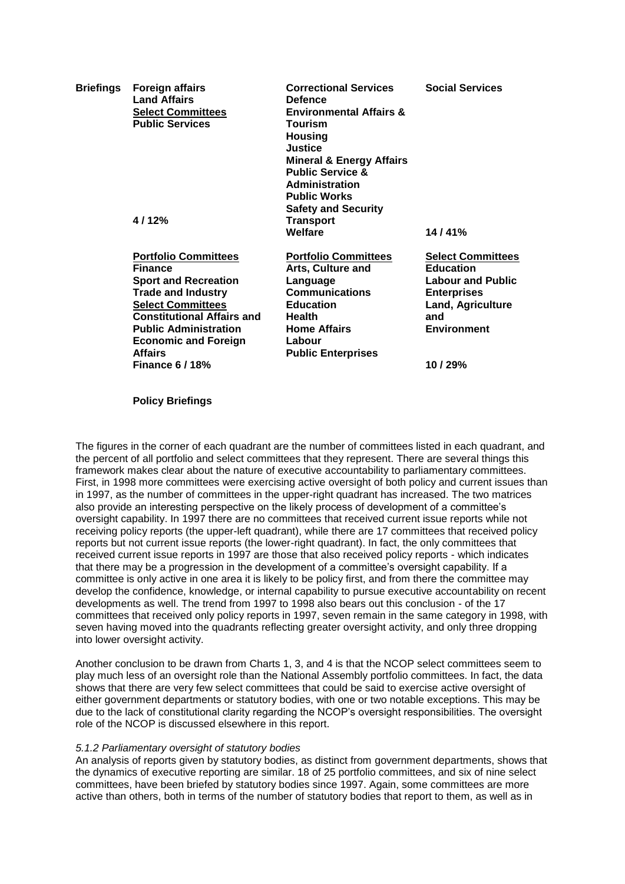| Briefings | | | |
|---|---|---|---|
| | Foreign affairs<br>Land Affairs<br><u>Select Committees</u><br>Public Services<br><br><br><br><br><br><br>4 / 12% | Correctional Services<br>Defence<br>Environmental Affairs & Tourism<br>Housing<br>Justice<br>Mineral & Energy Affairs<br>Public Service & Administration<br>Public Works<br>Safety and Security<br>Transport<br>Welfare | Social Services<br><br><br><br><br><br><br><br><br><br><br>14 / 41% |
| | <u>Portfolio Committees</u><br>Finance<br>Sport and Recreation<br>Trade and Industry<br><u>Select Committees</u><br>Constitutional Affairs and Public Administration<br>Economic and Foreign Affairs<br>Finance 6 / 18% | <u>Portfolio Committees</u><br>Arts, Culture and Language<br>Communications<br>Education<br>Health<br>Home Affairs<br>Labour<br>Public Enterprises | <u>Select Committees</u><br>Education<br>Labour and Public Enterprises<br>Land, Agriculture and Environment<br><br><br>10 / 29% |

**Policy Briefings**

The figures in the corner of each quadrant are the number of committees listed in each quadrant, and the percent of all portfolio and select committees that they represent. There are several things this framework makes clear about the nature of executive active accountability to parliamentary committees. First, in 1998 more committees were exercising active oversight of both policy and current issues than in 1997, as the number of committees in the upper-right quadrant has increased. The two matrices also provide an interesting perspective on the likely process of development of a committee's oversight capability. In 1997 there are no committees that received current issue reports while not receiving policy reports (the upper-left quadrant), while there are 17 committees that received policy reports but not current issue reports (the lower-right quadrant). In fact, the only committees that received current issue reports in 1997 are those that also received policy reports - which indicates that there may be a progression in the development of a committee's oversight capability. If a committee is only active in one area it is likely to be policy first, and from there the committee may develop the confidence, knowledge, or internal capability to pursue executive accountability on recent developments as well. The trend from 1997 to 1998 also bears out this conclusion - of the 17 committees that received only policy reports in 1997, seven remain in the same category in 1998, with seven having moved into the quadrants reflecting greater oversight activity, and only three dropping into lower oversight activity.

Another conclusion to be drawn from Charts 1, 3, and 4 is that the NCOP select committees seem to play much less of an oversight role than the National Assembly portfolio committees. In fact, the data shows that there are very few select committees that could be said to exercise active oversight of either government departments or statutory bodies, with one or two notable exceptions. This may be due to the lack of constitutional clarity regarding the NCOP's oversight responsibilities. The oversight role of the NCOP is discussed elsewhere in this report.

*5.1.2 Parliamentary oversight of statutory bodies*

An analysis of reports given by statutory bodies, as distinct from government departments, shows that the dynamics of executive reporting are similar. 18 of 25 portfolio committees, and six of nine select committees, have been briefed by statutory bodies since 1997. Again, some committees are more active than others, both in terms of the number of statutory bodies that report to them, as well as in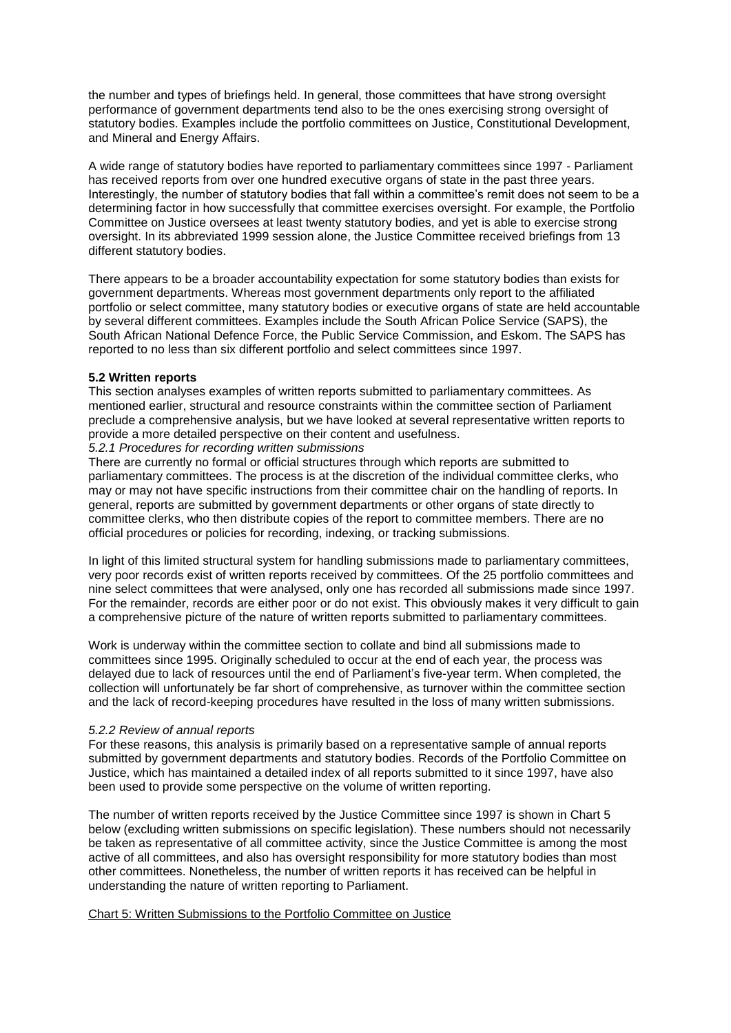the number and types of briefings held. In general, those committees that have strong oversight performance of government departments tend also to be the ones exercising strong oversight of statutory bodies. Examples include the portfolio committees on Justice, Constitutional Development, and Mineral and Energy Affairs.

A wide range of statutory bodies have reported to parliamentary committees since 1997 - Parliament has received reports from over one hundred executive organs of state in the past three years. Interestingly, the number of statutory bodies that fall within a committee's remit does not seem to be a determining factor in how successfully that committee exercises oversight. For example, the Portfolio Committee on Justice oversees at least twenty statutory bodies, and yet is able to exercise strong oversight. In its abbreviated 1999 session alone, the Justice Committee received briefings from 13 different statutory bodies.

There appears to be a broader accountability expectation for some statutory bodies than exists for government departments. Whereas most government departments only report to the affiliated portfolio or select committee, many statutory bodies or executive organs of state are held accountable by several different committees. Examples include the South African Police Service (SAPS), the South African National Defence Force, the Public Service Commission, and Eskom. The SAPS has reported to no less than six different portfolio and select committees since 1997.

**5.2 Written reports**

This section analyses examples of written reports submitted to parliamentary committees. As mentioned earlier, structural and resource constraints within the committee section of Parliament preclude a comprehensive analysis, but we have looked at several representative written reports to provide a more detailed perspective on their content and usefulness.

*5.2.1 Procedures for recording written submissions*

There are currently no formal or official structures through which reports are submitted to parliamentary committees. The process is at the discretion of the individual committee clerks, who may or may not have specific instructions from their committee chair on the handling of reports. In general, reports are submitted by government departments or other organs of state directly to committee clerks, who then distribute copies of the report to committee members. There are no official procedures or policies for recording, indexing, or tracking submissions.

In light of this limited structural system for handling submissions made to parliamentary committees, very poor records exist of written reports received by committees. Of the 25 portfolio committees and nine select committees that were analysed, only one has recorded all submissions made since 1997. For the remainder, records are either poor or do not exist. This obviously makes it very difficult to gain a comprehensive picture of the nature of written reports submitted to parliamentary committees.

Work is underway within the committee section to collate and bind all submissions made to committees since 1995. Originally scheduled to occur at the end of each year, the process was delayed due to lack of resources until the end of Parliament's five-year term. When completed, the collection will unfortunately be far short of comprehensive, as turnover within the committee section and the lack of record-keeping procedures have resulted in the loss of many written submissions.

*5.2.2 Review of annual reports*

For these reasons, this analysis is primarily based on a representative sample of annual reports submitted by government departments and statutory bodies. Records of the Portfolio Committee on Justice, which has maintained a detailed index of all reports submitted to it since 1997, have also been used to provide some perspective on the volume of written reporting.

The number of written reports received by the Justice Committee since 1997 is shown in Chart 5 below (excluding written submissions on specific legislation). These numbers should not necessarily be taken as representative of all committee activity, since the Justice Committee is among the most active of all committees, and also has oversight responsibility for more statutory bodies than most other committees. Nonetheless, the number of written reports it has received can be helpful in understanding the nature of written reporting to Parliament.

Chart 5: Written Submissions to the Portfolio Committee on Justice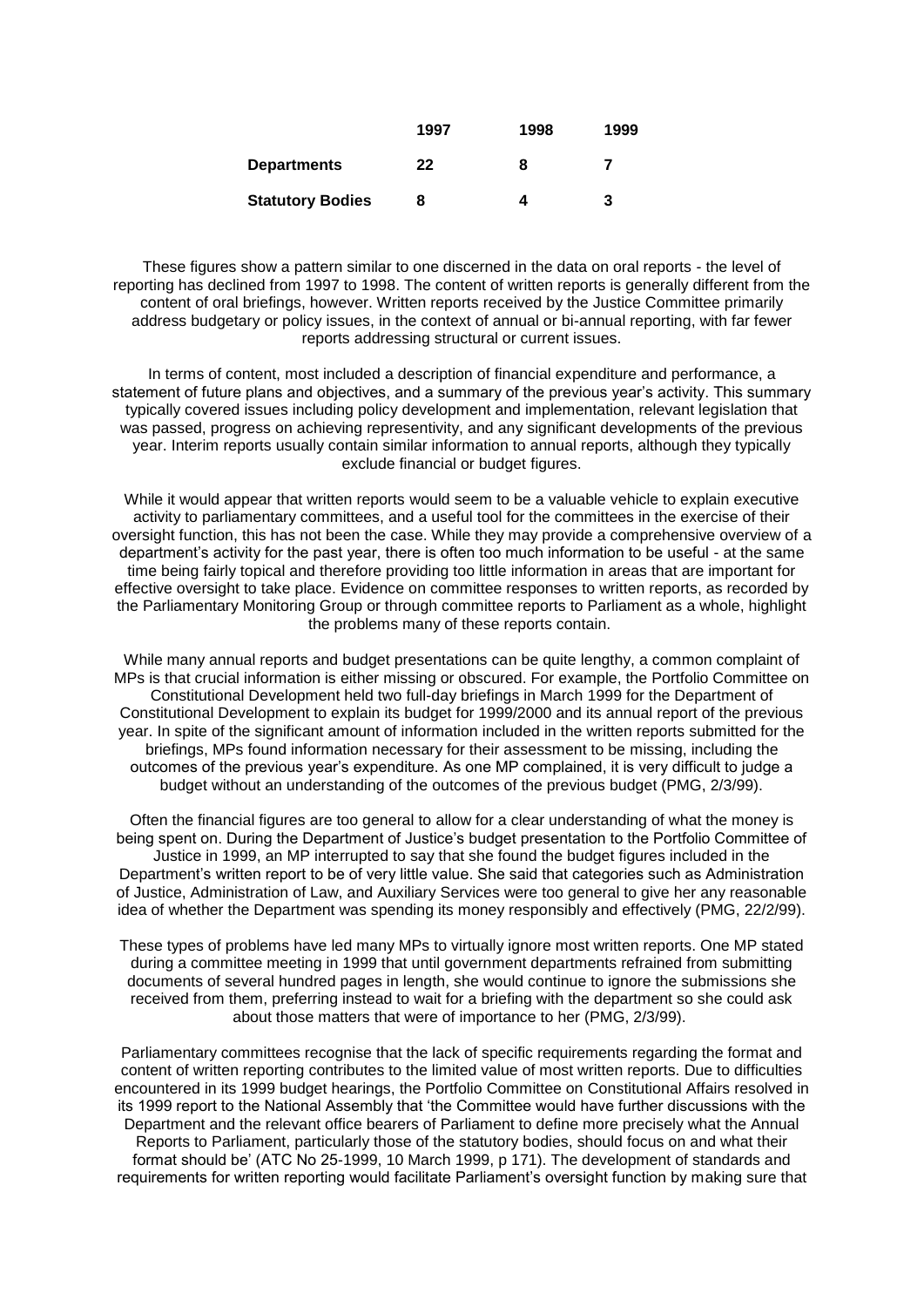| | 1997 | 1998 | 1999 |
|---|---|---|---|
| **Departments** | **22** | **8** | **7** |
| **Statutory Bodies** | **8** | **4** | **3** |

These figures show a pattern similar to one discerned in the data on oral reports - the level of reporting has declined from 1997 to 1998. The content of written reports is generally different from the content of oral briefings, however. Written reports received by the Justice Committee primarily address budgetary or policy issues, in the context of annual or bi-annual reporting, with far fewer reports addressing structural or current issues.

In terms of content, most included a description of financial expenditure and performance, a statement of future plans and objectives, and a summary of the previous year's activity. This summary typically covered issues including policy development and implementation, relevant legislation that was passed, progress on achieving representivity, and any significant developments of the previous year. Interim reports usually contain similar information to annual reports, although they typically exclude financial or budget figures.

While it would appear that written reports would seem to be a valuable vehicle to explain executive activity to parliamentary committees, and a useful tool for the committees in the exercise of their oversight function, this has not been the case. While they may provide a comprehensive overview of a department's activity for the past year, there is often too much information to be useful - at the same time being fairly topical and therefore providing too little information in areas that are important for effective oversight to take place. Evidence on committee responses to written reports, as recorded by the Parliamentary Monitoring Group or through committee reports to Parliament as a whole, highlight the problems many of these reports contain.

While many annual reports and budget presentations can be quite lengthy, a common complaint of MPs is that crucial information is either missing or obscured. For example, the Portfolio Committee on Constitutional Development held two full-day briefings in March 1999 for the Department of Constitutional Development to explain its budget for 1999/2000 and its annual report of the previous year. In spite of the significant amount of information included in the written reports submitted for the briefings, MPs found information necessary for their assessment to be missing, including the outcomes of the previous year's expenditure. As one MP complained, it is very difficult to judge a budget without an understanding of the outcomes of the previous budget (PMG, 2/3/99).

Often the financial figures are too general to allow for a clear understanding of what the money is being spent on. During the Department of Justice's budget presentation to the Portfolio Committee of Justice in 1999, an MP interrupted to say that she found the budget figures included in the Department's written report to be of very little value. She said that categories such as Administration of Justice, Administration of Law, and Auxiliary Services were too general to give her any reasonable idea of whether the Department was spending its money responsibly and effectively (PMG, 22/2/99).

These types of problems have led many MPs to virtually ignore most written reports. One MP stated during a committee meeting in 1999 that until government departments refrained from submitting documents of several hundred pages in length, she would continue to ignore the submissions she received from them, preferring instead to wait for a briefing with the department so she could ask about those matters that were of importance to her (PMG, 2/3/99).

Parliamentary committees recognise that the lack of specific requirements regarding the format and content of written reporting contributes to the limited value of most written reports. Due to difficulties encountered in its 1999 budget hearings, the Portfolio Committee on Constitutional Affairs resolved in its 1999 report to the National Assembly that 'the Committee would have further discussions with the Department and the relevant office bearers of Parliament to define more precisely what the Annual Reports to Parliament, particularly those of the statutory bodies, should focus on and what their format should be' (ATC No 25-1999, 10 March 1999, p 171). The development of standards and requirements for written reporting would facilitate Parliament's oversight function by making sure that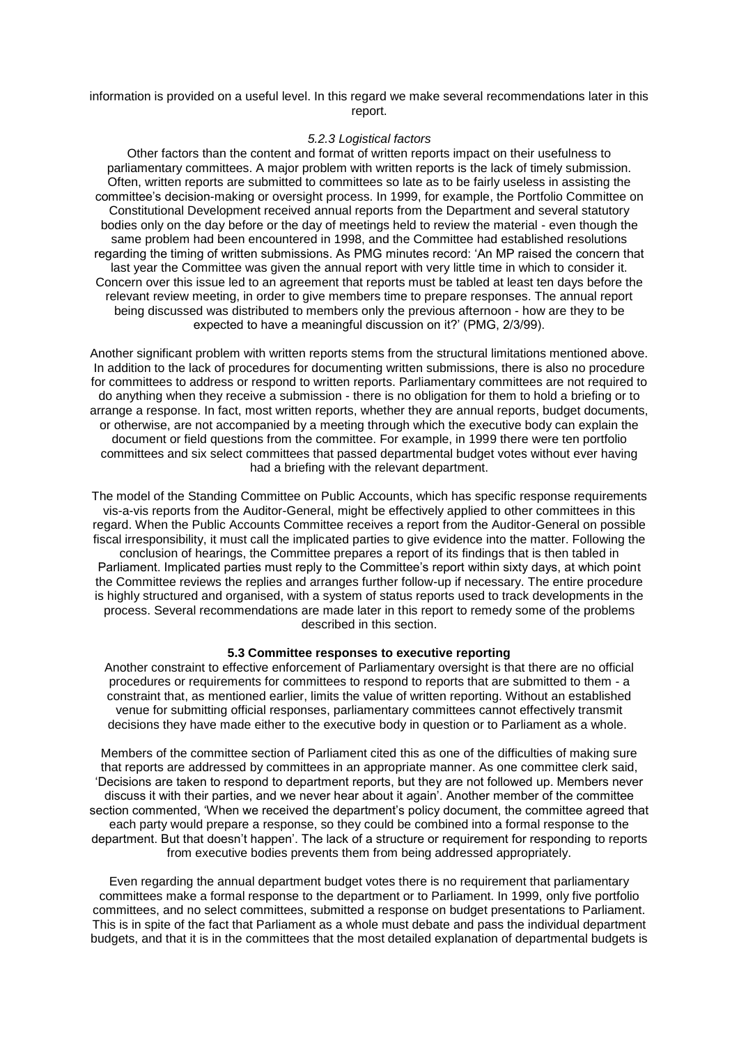information is provided on a useful level. In this regard we make several recommendations later in this report.

#### *5.2.3 Logistical factors*

Other factors than the content and format of written reports impact on their usefulness to parliamentary committees. A major problem with written reports is the lack of timely submission. Often, written reports are submitted to committees so late as to be fairly useless in assisting the committee's decision-making or oversight process. In 1999, for example, the Portfolio Committee on Constitutional Development received annual reports from the Department and several statutory bodies only on the day before or the day of meetings held to review the material - even though the same problem had been encountered in 1998, and the Committee had established resolutions regarding the timing of written submissions. As PMG minutes record: 'An MP raised the concern that last year the Committee was given the annual report with very little time in which to consider it. Concern over this issue led to an agreement that reports must be tabled at least ten days before the relevant review meeting, in order to give members time to prepare responses. The annual report being discussed was distributed to members only the previous afternoon - how are they to be expected to have a meaningful discussion on it?' (PMG, 2/3/99).

Another significant problem with written reports stems from the structural limitations mentioned above. In addition to the lack of procedures for documenting written submissions, there is also no procedure for committees to address or respond to written reports. Parliamentary committees are not required to do anything when they receive a submission - there is no obligation for them to hold a briefing or to arrange a response. In fact, most written reports, whether they are annual reports, budget documents, or otherwise, are not accompanied by a meeting through which the executive body can explain the document or field questions from the committee. For example, in 1999 there were ten portfolio committees and six select committees that passed departmental budget votes without ever having had a briefing with the relevant department.

The model of the Standing Committee on Public Accounts, which has specific response requirements vis-a-vis reports from the Auditor-General, might be effectively applied to other committees in this regard. When the Public Accounts Committee receives a report from the Auditor-General on possible fiscal irresponsibility, it must call the implicated parties to give evidence into the matter. Following the conclusion of hearings, the Committee prepares a report of its findings that is then tabled in Parliament. Implicated parties must reply to the Committee's report within sixty days, at which point the Committee reviews the replies and arranges further follow-up if necessary. The entire procedure is highly structured and organised, with a system of status reports used to track developments in the process. Several recommendations are made later in this report to remedy some of the problems described in this section.

### **5.3 Committee responses to executive reporting**

Another constraint to effective enforcement of Parliamentary oversight is that there are no official procedures or requirements for committees to respond to reports that are submitted to them - a constraint that, as mentioned earlier, limits the value of written reporting. Without an established venue for submitting official responses, parliamentary committees cannot effectively transmit decisions they have made either to the executive body in question or to Parliament as a whole.

Members of the committee section of Parliament cited this as one of the difficulties of making sure that reports are addressed by committees in an appropriate manner. As one committee clerk said, 'Decisions are taken to respond to department reports, but they are not followed up. Members never discuss it with their parties, and we never hear about it again'. Another member of the committee section commented, 'When we received the department's policy document, the committee agreed that each party would prepare a response, so they could be combined into a formal response to the department. But that doesn't happen'. The lack of a structure or requirement for responding to reports from executive bodies prevents them from being addressed appropriately.

Even regarding the annual department budget votes there is no requirement that parliamentary committees make a formal response to the department or to Parliament. In 1999, only five portfolio committees, and no select committees, submitted a response on budget presentations to Parliament. This is in spite of the fact that Parliament as a whole must debate and pass the individual department budgets, and that it is in the committees that the most detailed explanation of departmental budgets is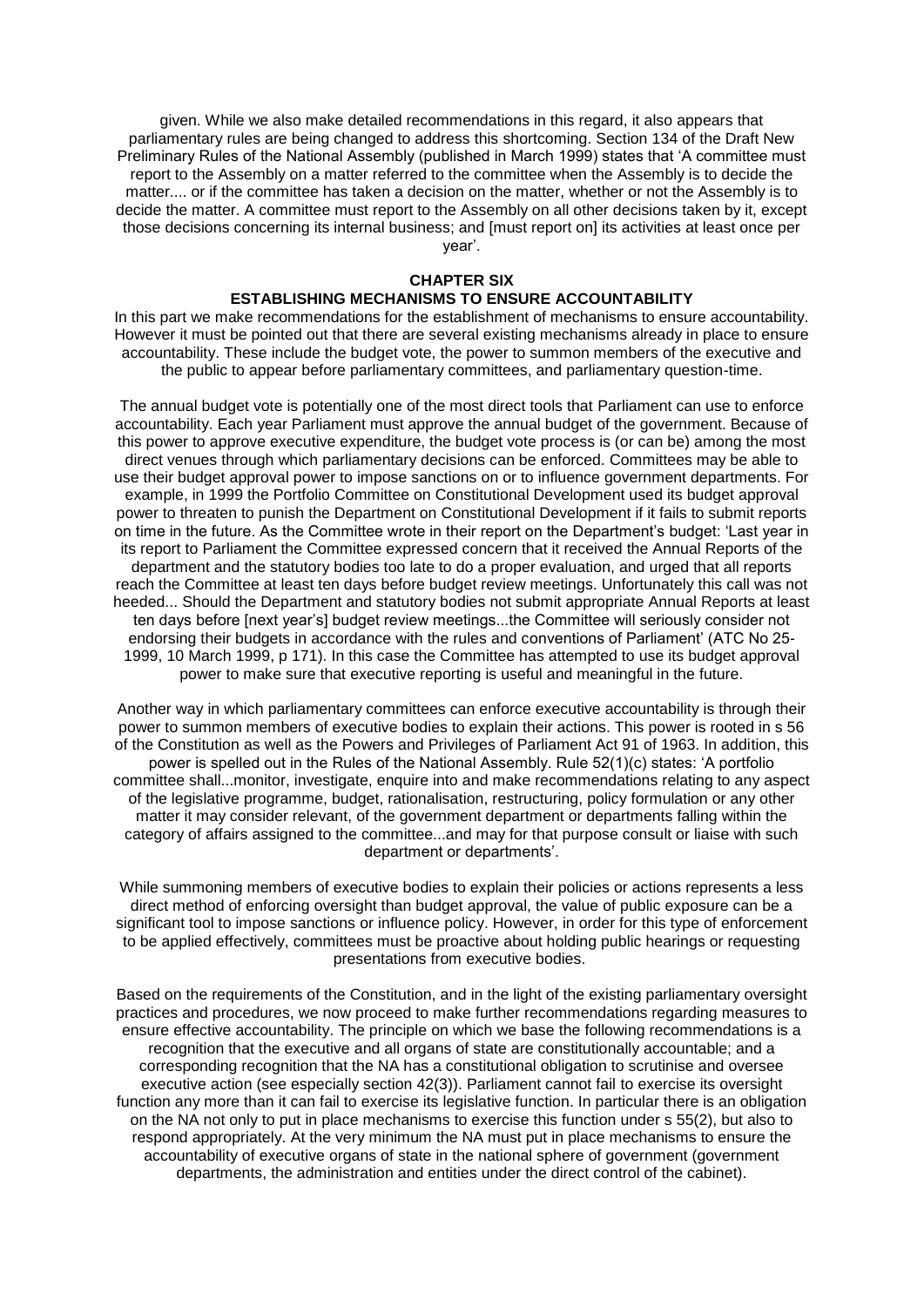given. While we also make detailed recommendations in this regard, it also appears that parliamentary rules are being changed to address this shortcoming. Section 134 of the Draft New Preliminary Rules of the National Assembly (published in March 1999) states that 'A committee must report to the Assembly on a matter referred to the committee when the Assembly is to decide the matter.... or if the committee has taken a decision on the matter, whether or not the Assembly is to decide the matter. A committee must report to the Assembly on all other decisions taken by it, except those decisions concerning its internal business; and [must report on] its activities at least once per year'.

## CHAPTER SIX
## ESTABLISHING MECHANISMS TO ENSURE ACCOUNTABILITY

In this part we make recommendations for the establishment of mechanisms to ensure accountability. However it must be pointed out that there are several existing mechanisms already in place to ensure accountability. These include the budget vote, the power to summon members of the executive and the public to appear before parliamentary committees, and parliamentary question-time.

The annual budget vote is potentially one of the most direct tools that Parliament can use to enforce accountability. Each year Parliament must approve the annual budget of the government. Because of this power to approve executive expenditure, the budget vote process is (or can be) among the most direct venues through which parliamentary decisions can be enforced. Committees may be able to use their budget approval power to impose sanctions on or to influence government departments. For example, in 1999 the Portfolio Committee on Constitutional Development used its budget approval power to threaten to punish the Department on Constitutional Development if it fails to submit reports on time in the future. As the Committee wrote in their report on the Department's budget: 'Last year in its report to Parliament the Committee expressed concern that it received the Annual Reports of the department and the statutory bodies too late to do a proper evaluation, and urged that all reports reach the Committee at least ten days before budget review meetings. Unfortunately this call was not heeded... Should the Department and statutory bodies not submit appropriate Annual Reports at least ten days before [next year's] budget review meetings...the Committee will seriously consider not endorsing their budgets in accordance with the rules and conventions of Parliament' (ATC No 25-1999, 10 March 1999, p 171). In this case the Committee has attempted to use its budget approval power to make sure that executive reporting is useful and meaningful in the future.

Another way in which parliamentary committees can enforce executive accountability is through their power to summon members of executive bodies to explain their actions. This power is rooted in s 56 of the Constitution as well as the Powers and Privileges of Parliament Act 91 of 1963. In addition, this power is spelled out in the Rules of the National Assembly. Rule 52(1)(c) states: 'A portfolio committee shall...monitor, investigate, enquire into and make recommendations relating to any aspect of the legislative programme, budget, rationalisation, restructuring, policy formulation or any other matter it may consider relevant, of the government department or departments falling within the category of affairs assigned to the committee...and may for that purpose consult or liaise with such department or departments'.

While summoning members of executive bodies to explain their policies or actions represents a less direct method of enforcing oversight than budget approval, the value of public exposure can be a significant tool to impose sanctions or influence policy. However, in order for this type of enforcement to be applied effectively, committees must be proactive about holding public hearings or requesting presentations from executive bodies.

Based on the requirements of the Constitution, and in the light of the existing parliamentary oversight practices and procedures, we now proceed to make further recommendations regarding measures to ensure effective accountability. The principle on which we base the following recommendations is a recognition that the executive and all organs of state are constitutionally accountable; and a corresponding recognition that the NA has a constitutional obligation to scrutinise and oversee executive action (see especially section 42(3)). Parliament cannot fail to exercise its oversight function any more than it can fail to exercise its legislative function. In particular there is an obligation on the NA not only to put in place mechanisms to exercise this function under s 55(2), but also to respond appropriately. At the very minimum the NA must put in place mechanisms to ensure the accountability of executive organs of state in the national sphere of government (government departments, the administration and entities under the direct control of the cabinet).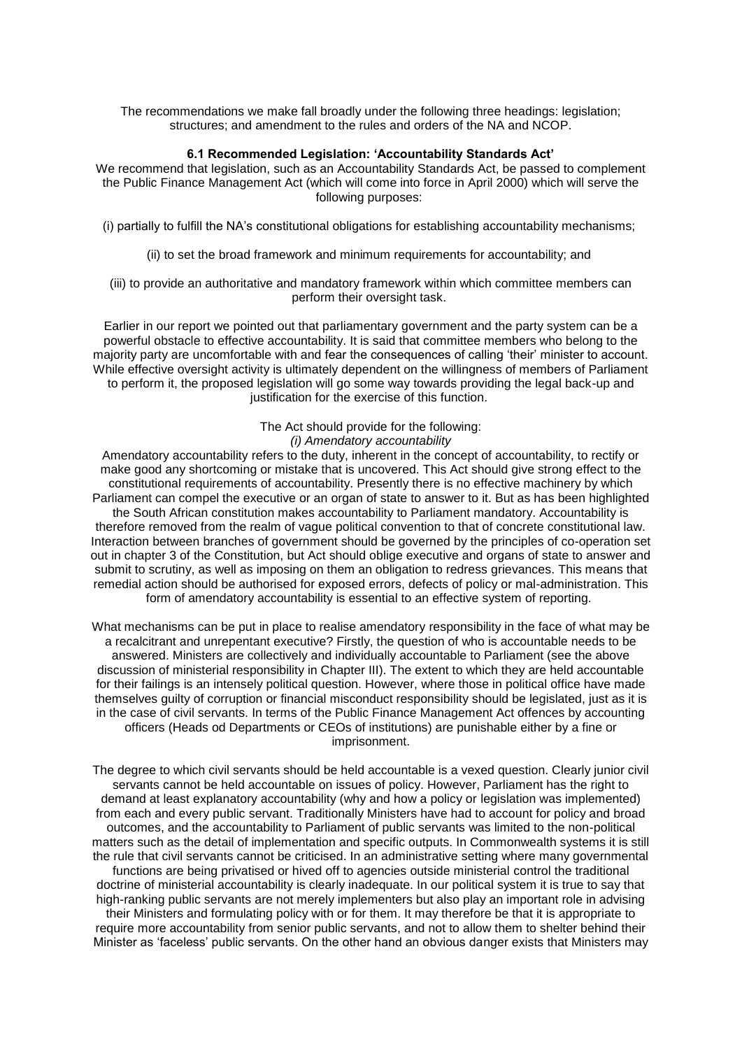The recommendations we make fall broadly under the following three headings: legislation; structures; and amendment to the rules and orders of the NA and NCOP.

### 6.1 Recommended Legislation: 'Accountability Standards Act'

We recommend that legislation, such as an Accountability Standards Act, be passed to complement the Public Finance Management Act (which will come into force in April 2000) which will serve the following purposes:

(i) partially to fulfill the NA's constitutional obligations for establishing accountability mechanisms;

(ii) to set the broad framework and minimum requirements for accountability; and

(iii) to provide an authoritative and mandatory framework within which committee members can perform their oversight task.

Earlier in our report we pointed out that parliamentary government and the party system can be a powerful obstacle to effective accountability. It is said that committee members who belong to the majority party are uncomfortable with and fear the consequences of calling 'their' minister to account. While effective oversight activity is ultimately dependent on the willingness of members of Parliament to perform it, the proposed legislation will go some way towards providing the legal back-up and justification for the exercise of this function.

The Act should provide for the following:

*(i) Amendatory accountability*

Amendatory accountability refers to the duty, inherent in the concept of accountability, to rectify or make good any shortcoming or mistake that is uncovered. This Act should give strong effect to the constitutional requirements of accountability. Presently there is no effective machinery by which Parliament can compel the executive or an organ of state to answer to it. But as has been highlighted the South African constitution makes accountability to Parliament mandatory. Accountability is therefore removed from the realm of vague political convention to that of concrete constitutional law. Interaction between branches of government should be governed by the principles of co-operation set out in chapter 3 of the Constitution, but Act should oblige executive and organs of state to answer and submit to scrutiny, as well as imposing on them an obligation to redress grievances. This means that remedial action should be authorised for exposed errors, defects of policy or mal-administration. This form of amendatory accountability is essential to an effective system of reporting.

What mechanisms can be put in place to realise amendatory responsibility in the face of what may be a recalcitrant and unrepentant executive? Firstly, the question of who is accountable needs to be answered. Ministers are collectively and individually accountable to Parliament (see the above discussion of ministerial responsibility in Chapter III). The extent to which they are held accountable for their failings is an intensely political question. However, where those in political office have made themselves guilty of corruption or financial misconduct responsibility should be legislated, just as it is in the case of civil servants. In terms of the Public Finance Management Act offences by accounting officers (Heads od Departments or CEOs of institutions) are punishable either by a fine or imprisonment.

The degree to which civil servants should be held accountable is a vexed question. Clearly junior civil servants cannot be held accountable on issues of policy. However, Parliament has the right to demand at least explanatory accountability (why and how a policy or legislation was implemented) from each and every public servant. Traditionally Ministers have had to account for policy and broad outcomes, and the accountability to Parliament of public servants was limited to the non-political matters such as the detail of implementation and specific outputs. In Commonwealth systems it is still the rule that civil servants cannot be criticised. In an administrative setting where many governmental functions are being privatised or hived off to agencies outside ministerial control the traditional doctrine of ministerial accountability is clearly inadequate. In our political system it is true to say that high-ranking public servants are not merely implementers but also play an important role in advising their Ministers and formulating policy with or for them. It may therefore be that it is appropriate to require more accountability from senior public servants, and not to allow them to shelter behind their Minister as 'faceless' public servants. On the other hand an obvious danger exists that Ministers may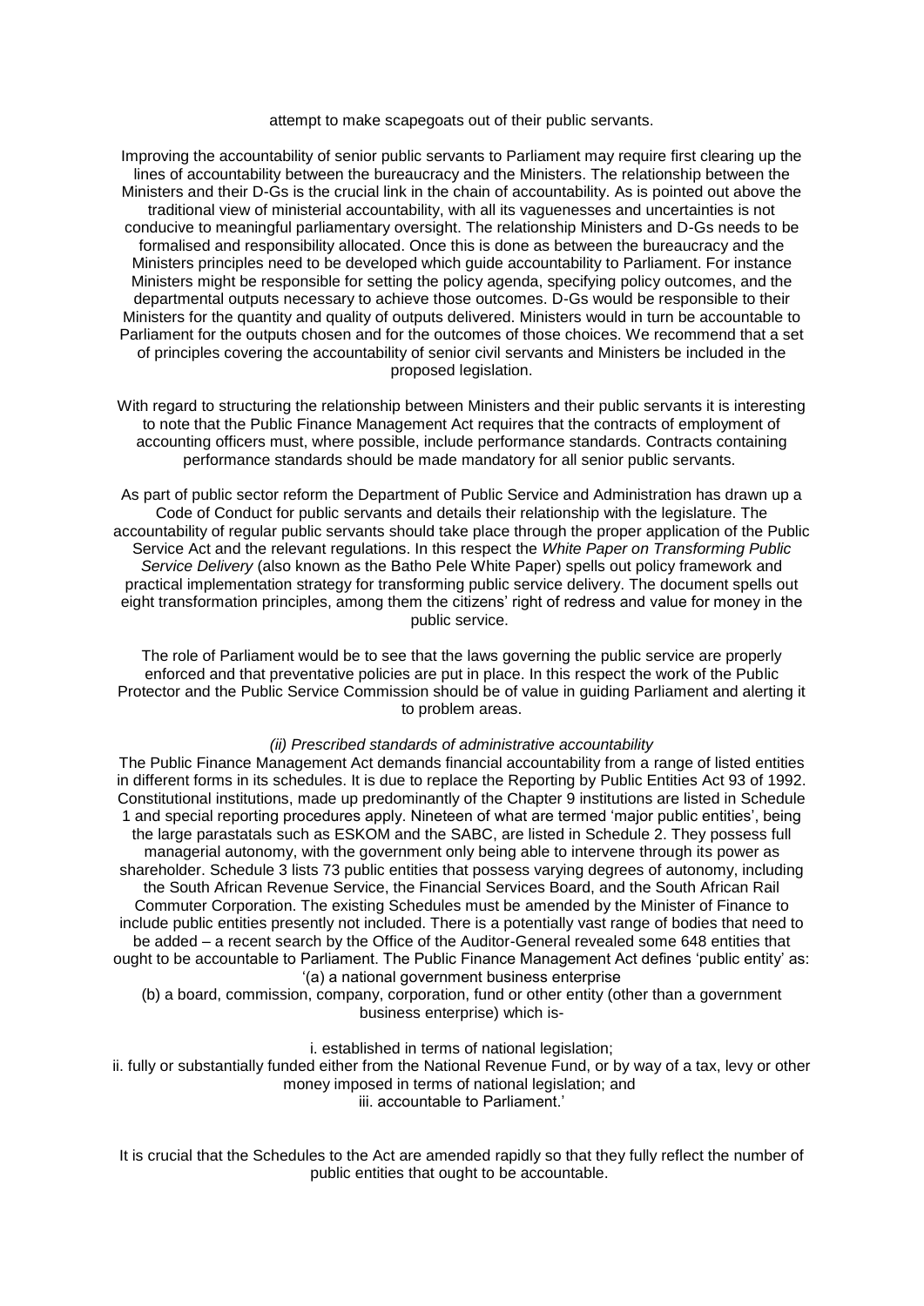attempt to make scapegoats out of their public servants.

Improving the accountability of senior public servants to Parliament may require first clearing up the lines of accountability between the bureaucracy and the Ministers. The relationship between the Ministers and their D-Gs is the crucial link in the chain of accountability. As is pointed out above the traditional view of ministerial accountability, with all its vaguenesses and uncertainties is not conducive to meaningful parliamentary oversight. The relationship Ministers and D-Gs needs to be formalised and responsibility allocated. Once this is done as between the bureaucracy and the Ministers principles need to be developed which guide accountability to Parliament. For instance Ministers might be responsible for setting the policy agenda, specifying policy outcomes, and the departmental outputs necessary to achieve those outcomes. D-Gs would be responsible to their Ministers for the quantity and quality of outputs delivered. Ministers would in turn be accountable to Parliament for the outputs chosen and for the outcomes of those choices. We recommend that a set of principles covering the accountability of senior civil servants and Ministers be included in the proposed legislation.

With regard to structuring the relationship between Ministers and their public servants it is interesting to note that the Public Finance Management Act requires that the contracts of employment of accounting officers must, where possible, include performance standards. Contracts containing performance standards should be made mandatory for all senior public servants.

As part of public sector reform the Department of Public Service and Administration has drawn up a Code of Conduct for public servants and details their relationship with the legislature. The accountability of regular public servants should take place through the proper application of the Public Service Act and the relevant regulations. In this respect the *White Paper on Transforming Public Service Delivery* (also known as the Batho Pele White Paper) spells out policy framework and practical implementation strategy for transforming public service delivery. The document spells out eight transformation principles, among them the citizens' right of redress and value for money in the public service.

The role of Parliament would be to see that the laws governing the public service are properly enforced and that preventative policies are put in place. In this respect the work of the Public Protector and the Public Service Commission should be of value in guiding Parliament and alerting it to problem areas.

*(ii) Prescribed standards of administrative accountability*

The Public Finance Management Act demands financial accountability from a range of listed entities in different forms in its schedules. It is due to replace the Reporting by Public Entities Act 93 of 1992. Constitutional institutions, made up predominantly of the Chapter 9 institutions are listed in Schedule 1 and special reporting procedures apply. Nineteen of what are termed 'major public entities', being the large parastatals such as ESKOM and the SABC, are listed in Schedule 2. They possess full managerial autonomy, with the government only being able to intervene through its power as shareholder. Schedule 3 lists 73 public entities that possess varying degrees of autonomy, including the South African Revenue Service, the Financial Services Board, and the South African Rail Commuter Corporation. The existing Schedules must be amended by the Minister of Finance to include public entities presently not included. There is a potentially vast range of bodies that need to be added – a recent search by the Office of the Auditor-General revealed some 648 entities that ought to be accountable to Parliament. The Public Finance Management Act defines 'public entity' as:

'(a) a national government business enterprise

(b) a board, commission, company, corporation, fund or other entity (other than a government business enterprise) which is-

i. established in terms of national legislation;

ii. fully or substantially funded either from the National Revenue Fund, or by way of a tax, levy or other money imposed in terms of national legislation; and

iii. accountable to Parliament.'

It is crucial that the Schedules to the Act are amended rapidly so that they fully reflect the number of public entities that ought to be accountable.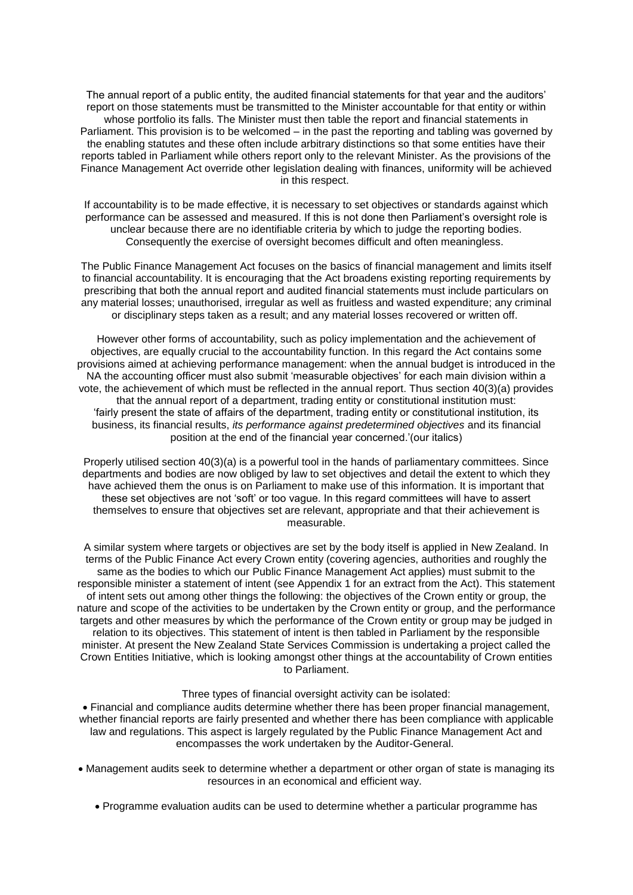The annual report of a public entity, the audited financial statements for that year and the auditors' report on those statements must be transmitted to the Minister accountable for that entity or within whose portfolio its falls. The Minister must then table the report and financial statements in Parliament. This provision is to be welcomed – in the past the reporting and tabling was governed by the enabling statutes and these often include arbitrary distinctions so that some entities have their reports tabled in Parliament while others report only to the relevant Minister. As the provisions of the Finance Management Act override other legislation dealing with finances, uniformity will be achieved in this respect.

If accountability is to be made effective, it is necessary to set objectives or standards against which performance can be assessed and measured. If this is not done then Parliament's oversight role is unclear because there are no identifiable criteria by which to judge the reporting bodies. Consequently the exercise of oversight becomes difficult and often meaningless.

The Public Finance Management Act focuses on the basics of financial management and limits itself to financial accountability. It is encouraging that the Act broadens existing reporting requirements by prescribing that both the annual report and audited financial statements must include particulars on any material losses; unauthorised, irregular as well as fruitless and wasted expenditure; any criminal or disciplinary steps taken as a result; and any material losses recovered or written off.

However other forms of accountability, such as policy implementation and the achievement of objectives, are equally crucial to the accountability function. In this regard the Act contains some provisions aimed at achieving performance management: when the annual budget is introduced in the NA the accounting officer must also submit 'measurable objectives' for each main division within a vote, the achievement of which must be reflected in the annual report. Thus section 40(3)(a) provides that the annual report of a department, trading entity or constitutional institution must: 'fairly present the state of affairs of the department, trading entity or constitutional institution, its business, its financial results, *its performance against predetermined objectives* and its financial position at the end of the financial year concerned.'(our italics)

Properly utilised section 40(3)(a) is a powerful tool in the hands of parliamentary committees. Since departments and bodies are now obliged by law to set objectives and detail the extent to which they have achieved them the onus is on Parliament to make use of this information. It is important that these set objectives are not 'soft' or too vague. In this regard committees will have to assert themselves to ensure that objectives set are relevant, appropriate and that their achievement is measurable.

A similar system where targets or objectives are set by the body itself is applied in New Zealand. In terms of the Public Finance Act every Crown entity (covering agencies, authorities and roughly the same as the bodies to which our Public Finance Management Act applies) must submit to the responsible minister a statement of intent (see Appendix 1 for an extract from the Act). This statement of intent sets out among other things the following: the objectives of the Crown entity or group, the nature and scope of the activities to be undertaken by the Crown entity or group, and the performance targets and other measures by which the performance of the Crown entity or group may be judged in relation to its objectives. This statement of intent is then tabled in Parliament by the responsible minister. At present the New Zealand State Services Commission is undertaking a project called the Crown Entities Initiative, which is looking amongst other things at the accountability of Crown entities to Parliament.

Three types of financial oversight activity can be isolated:

- Financial and compliance audits determine whether there has been proper financial management, whether financial reports are fairly presented and whether there has been compliance with applicable law and regulations. This aspect is largely regulated by the Public Finance Management Act and encompasses the work undertaken by the Auditor-General.
- Management audits seek to determine whether a department or other organ of state is managing its resources in an economical and efficient way.
- Programme evaluation audits can be used to determine whether a particular programme has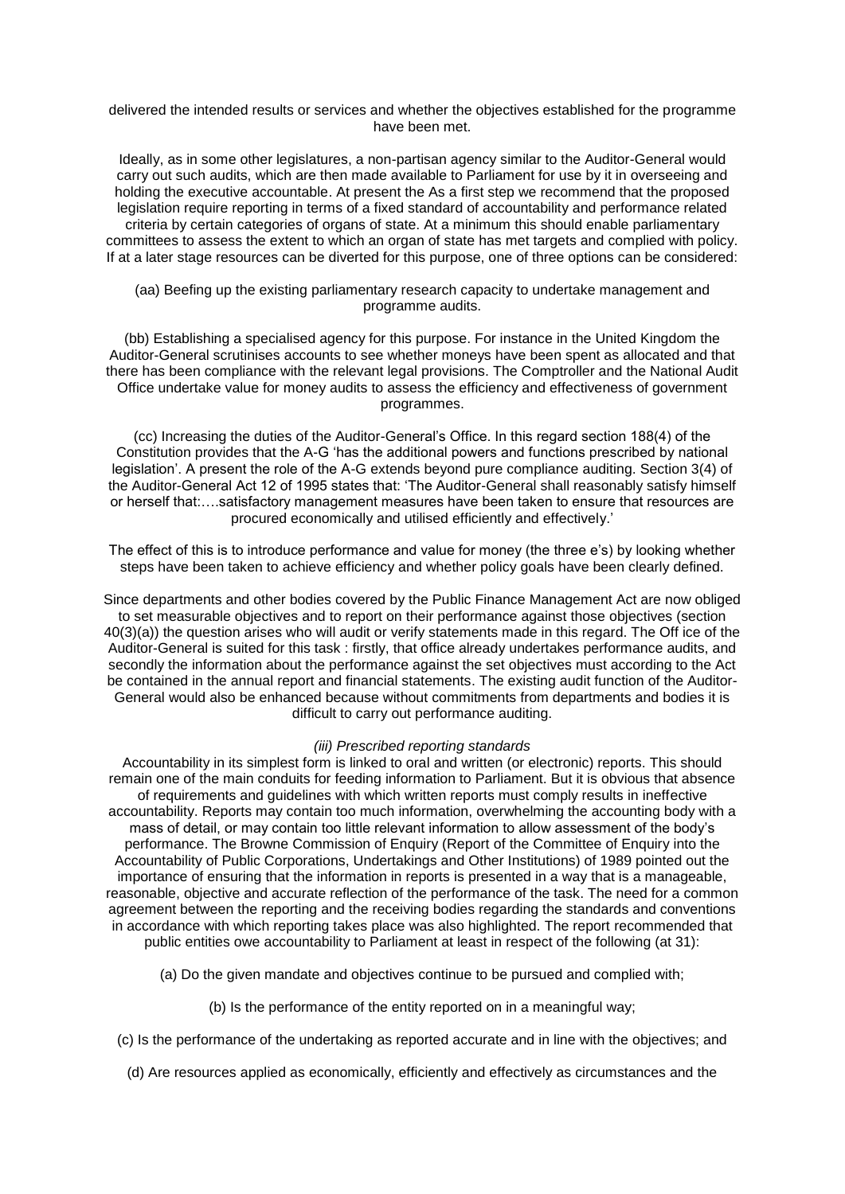delivered the intended results or services and whether the objectives established for the programme have been met.

Ideally, as in some other legislatures, a non-partisan agency similar to the Auditor-General would carry out such audits, which are then made available to Parliament for use by it in overseeing and holding the executive accountable. At present the As a first step we recommend that the proposed legislation require reporting in terms of a fixed standard of accountability and performance related criteria by certain categories of organs of state. At a minimum this should enable parliamentary committees to assess the extent to which an organ of state has met targets and complied with policy. If at a later stage resources can be diverted for this purpose, one of three options can be considered:

(aa) Beefing up the existing parliamentary research capacity to undertake management and programme audits.

(bb) Establishing a specialised agency for this purpose. For instance in the United Kingdom the Auditor-General scrutinises accounts to see whether moneys have been spent as allocated and that there has been compliance with the relevant legal provisions. The Comptroller and the National Audit Office undertake value for money audits to assess the efficiency and effectiveness of government programmes.

(cc) Increasing the duties of the Auditor-General's Office. In this regard section 188(4) of the Constitution provides that the A-G 'has the additional powers and functions prescribed by national legislation'. A present the role of the A-G extends beyond pure compliance auditing. Section 3(4) of the Auditor-General Act 12 of 1995 states that: 'The Auditor-General shall reasonably satisfy himself or herself that:….satisfactory management measures have been taken to ensure that resources are procured economically and utilised efficiently and effectively.'

The effect of this is to introduce performance and value for money (the three e's) by looking whether steps have been taken to achieve efficiency and whether policy goals have been clearly defined.

Since departments and other bodies covered by the Public Finance Management Act are now obliged to set measurable objectives and to report on their performance against those objectives (section 40(3)(a)) the question arises who will audit or verify statements made in this regard. The Off ice of the Auditor-General is suited for this task : firstly, that office already undertakes performance audits, and secondly the information about the performance against the set objectives must according to the Act be contained in the annual report and financial statements. The existing audit function of the Auditor-General would also be enhanced because without commitments from departments and bodies it is difficult to carry out performance auditing.

*(iii) Prescribed reporting standards*

Accountability in its simplest form is linked to oral and written (or electronic) reports. This should remain one of the main conduits for feeding information to Parliament. But it is obvious that absence of requirements and guidelines with which written reports must comply results in ineffective accountability. Reports may contain too much information, overwhelming the accounting body with a mass of detail, or may contain too little relevant information to allow assessment of the body's performance. The Browne Commission of Enquiry (Report of the Committee of Enquiry into the Accountability of Public Corporations, Undertakings and Other Institutions) of 1989 pointed out the importance of ensuring that the information in reports is presented in a way that is a manageable, reasonable, objective and accurate reflection of the performance of the task. The need for a common agreement between the reporting and the receiving bodies regarding the standards and conventions in accordance with which reporting takes place was also highlighted. The report recommended that public entities owe accountability to Parliament at least in respect of the following (at 31):

(a) Do the given mandate and objectives continue to be pursued and complied with;

(b) Is the performance of the entity reported on in a meaningful way;

(c) Is the performance of the undertaking as reported accurate and in line with the objectives; and

(d) Are resources applied as economically, efficiently and effectively as circumstances and the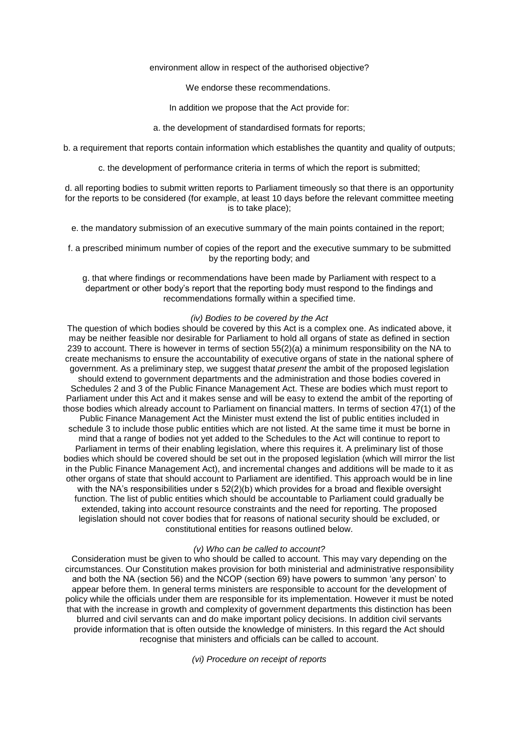environment allow in respect of the authorised objective?

We endorse these recommendations.

In addition we propose that the Act provide for:

a. the development of standardised formats for reports;

b. a requirement that reports contain information which establishes the quantity and quality of outputs;

c. the development of performance criteria in terms of which the report is submitted;

d. all reporting bodies to submit written reports to Parliament timeously so that there is an opportunity for the reports to be considered (for example, at least 10 days before the relevant committee meeting is to take place);

e. the mandatory submission of an executive summary of the main points contained in the report;

f. a prescribed minimum number of copies of the report and the executive summary to be submitted by the reporting body; and

g. that where findings or recommendations have been made by Parliament with respect to a department or other body's report that the reporting body must respond to the findings and recommendations formally within a specified time.

*(iv) Bodies to be covered by the Act*

The question of which bodies should be covered by this Act is a complex one. As indicated above, it may be neither feasible nor desirable for Parliament to hold all organs of state as defined in section 239 to account. There is however in terms of section 55(2)(a) a minimum responsibility on the NA to create mechanisms to ensure the accountability of executive organs of state in the national sphere of government. As a preliminary step, we suggest that*at present* the ambit of the proposed legislation should extend to government departments and the administration and those bodies covered in Schedules 2 and 3 of the Public Finance Management Act. These are bodies which must report to Parliament under this Act and it makes sense and will be easy to extend the ambit of the reporting of those bodies which already account to Parliament on financial matters. In terms of section 47(1) of the Public Finance Management Act the Minister must extend the list of public entities included in schedule 3 to include those public entities which are not listed. At the same time it must be borne in mind that a range of bodies not yet added to the Schedules to the Act will continue to report to Parliament in terms of their enabling legislation, where this requires it. A preliminary list of those bodies which should be covered should be set out in the proposed legislation (which will mirror the list in the Public Finance Management Act), and incremental changes and additions will be made to it as other organs of state that should account to Parliament are identified. This approach would be in line with the NA's responsibilities under s 52(2)(b) which provides for a broad and flexible oversight function. The list of public entities which should be accountable to Parliament could gradually be extended, taking into account resource constraints and the need for reporting. The proposed legislation should not cover bodies that for reasons of national security should be excluded, or constitutional entities for reasons outlined below.

*(v) Who can be called to account?*

Consideration must be given to who should be called to account. This may vary depending on the circumstances. Our Constitution makes provision for both ministerial and administrative responsibility and both the NA (section 56) and the NCOP (section 69) have powers to summon 'any person' to appear before them. In general terms ministers are responsible to account for the development of policy while the officials under them are responsible for its implementation. However it must be noted that with the increase in growth and complexity of government departments this distinction has been blurred and civil servants can and do make important policy decisions. In addition civil servants provide information that is often outside the knowledge of ministers. In this regard the Act should recognise that ministers and officials can be called to account.

*(vi) Procedure on receipt of reports*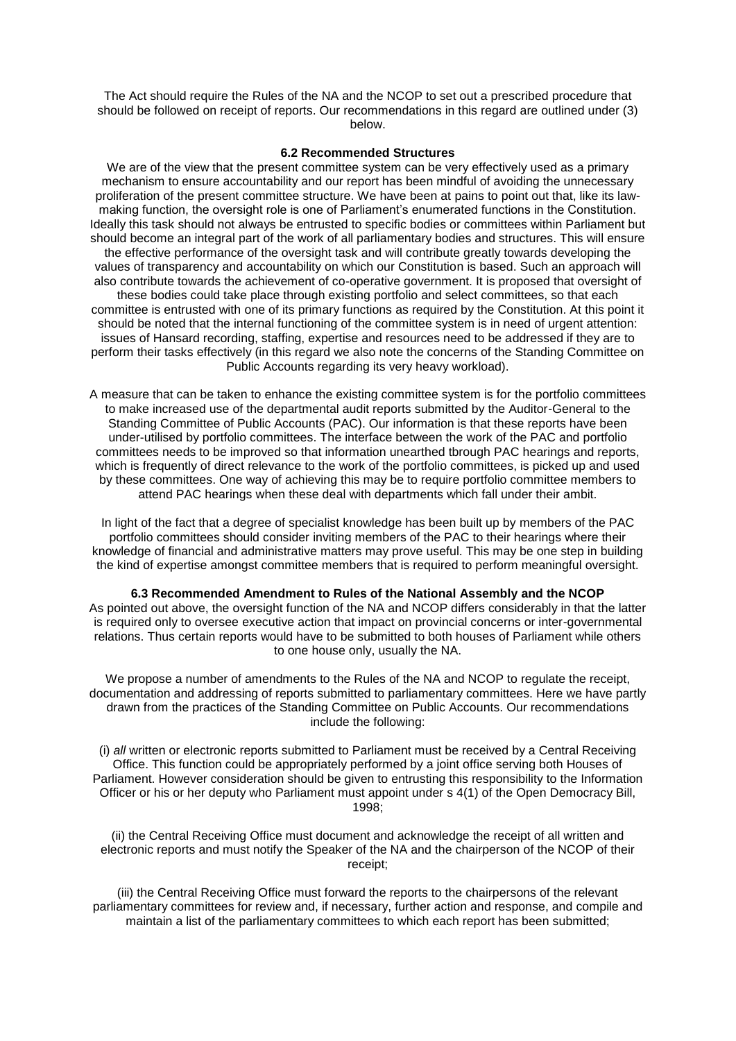The Act should require the Rules of the NA and the NCOP to set out a prescribed procedure that should be followed on receipt of reports. Our recommendations in this regard are outlined under (3) below.

### 6.2 Recommended Structures

We are of the view that the present committee system can be very effectively used as a primary mechanism to ensure accountability and our report has been mindful of avoiding the unnecessary proliferation of the present committee structure. We have been at pains to point out that, like its law-making function, the oversight role is one of Parliament's enumerated functions in the Constitution. Ideally this task should not always be entrusted to specific bodies or committees within Parliament but should become an integral part of the work of all parliamentary bodies and structures. This will ensure the effective performance of the oversight task and will contribute greatly towards developing the values of transparency and accountability on which our Constitution is based. Such an approach will also contribute towards the achievement of co-operative government. It is proposed that oversight of these bodies could take place through existing portfolio and select committees, so that each committee is entrusted with one of its primary functions as required by the Constitution. At this point it should be noted that the internal functioning of the committee system is in need of urgent attention: issues of Hansard recording, staffing, expertise and resources need to be addressed if they are to perform their tasks effectively (in this regard we also note the concerns of the Standing Committee on Public Accounts regarding its very heavy workload).

A measure that can be taken to enhance the existing committee system is for the portfolio committees to make increased use of the departmental audit reports submitted by the Auditor-General to the Standing Committee of Public Accounts (PAC). Our information is that these reports have been under-utilised by portfolio committees. The interface between the work of the PAC and portfolio committees needs to be improved so that information unearthed tbrough PAC hearings and reports, which is frequently of direct relevance to the work of the portfolio committees, is picked up and used by these committees. One way of achieving this may be to require portfolio committee members to attend PAC hearings when these deal with departments which fall under their ambit.

In light of the fact that a degree of specialist knowledge has been built up by members of the PAC portfolio committees should consider inviting members of the PAC to their hearings where their knowledge of financial and administrative matters may prove useful. This may be one step in building the kind of expertise amongst committee members that is required to perform meaningful oversight.

### 6.3 Recommended Amendment to Rules of the National Assembly and the NCOP

As pointed out above, the oversight function of the NA and NCOP differs considerably in that the latter is required only to oversee executive action that impact on provincial concerns or inter-governmental relations. Thus certain reports would have to be submitted to both houses of Parliament while others to one house only, usually the NA.

We propose a number of amendments to the Rules of the NA and NCOP to regulate the receipt, documentation and addressing of reports submitted to parliamentary committees. Here we have partly drawn from the practices of the Standing Committee on Public Accounts. Our recommendations include the following:

(i) *all* written or electronic reports submitted to Parliament must be received by a Central Receiving Office. This function could be appropriately performed by a joint office serving both Houses of Parliament. However consideration should be given to entrusting this responsibility to the Information Officer or his or her deputy who Parliament must appoint under s 4(1) of the Open Democracy Bill, 1998;

(ii) the Central Receiving Office must document and acknowledge the receipt of all written and electronic reports and must notify the Speaker of the NA and the chairperson of the NCOP of their receipt;

(iii) the Central Receiving Office must forward the reports to the chairpersons of the relevant parliamentary committees for review and, if necessary, further action and response, and compile and maintain a list of the parliamentary committees to which each report has been submitted;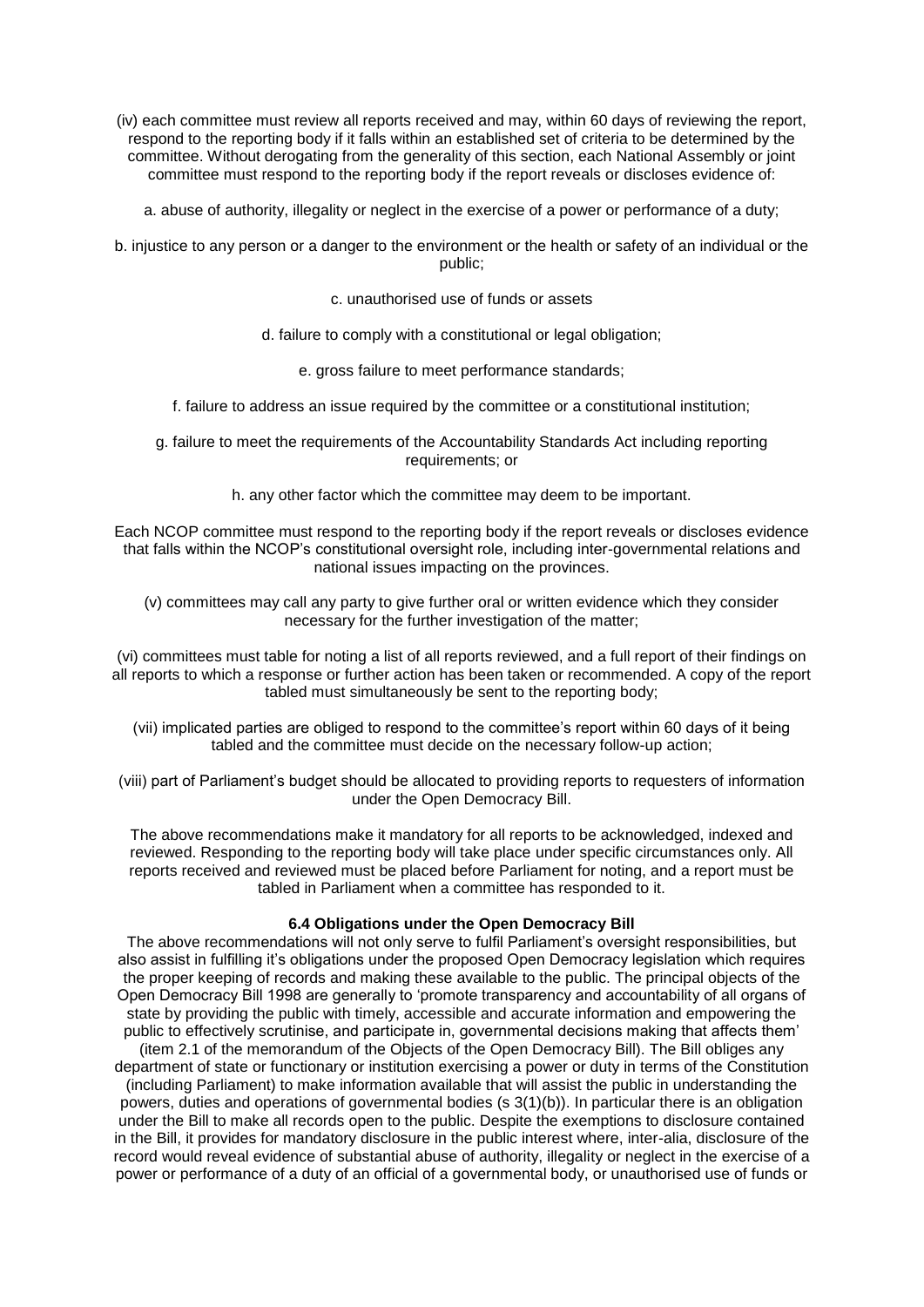(iv) each committee must review all reports received and may, within 60 days of reviewing the report, respond to the reporting body if it falls within an established set of criteria to be determined by the committee. Without derogating from the generality of this section, each National Assembly or joint committee must respond to the reporting body if the report reveals or discloses evidence of:

a. abuse of authority, illegality or neglect in the exercise of a power or performance of a duty;

b. injustice to any person or a danger to the environment or the health or safety of an individual or the public;

c. unauthorised use of funds or assets

d. failure to comply with a constitutional or legal obligation;

e. gross failure to meet performance standards;

f. failure to address an issue required by the committee or a constitutional institution;

g. failure to meet the requirements of the Accountability Standards Act including reporting requirements; or

h. any other factor which the committee may deem to be important.

Each NCOP committee must respond to the reporting body if the report reveals or discloses evidence that falls within the NCOP's constitutional oversight role, including inter-governmental relations and national issues impacting on the provinces.

(v) committees may call any party to give further oral or written evidence which they consider necessary for the further investigation of the matter;

(vi) committees must table for noting a list of all reports reviewed, and a full report of their findings on all reports to which a response or further action has been taken or recommended. A copy of the report tabled must simultaneously be sent to the reporting body;

(vii) implicated parties are obliged to respond to the committee's report within 60 days of it being tabled and the committee must decide on the necessary follow-up action;

(viii) part of Parliament's budget should be allocated to providing reports to requesters of information under the Open Democracy Bill.

The above recommendations make it mandatory for all reports to be acknowledged, indexed and reviewed. Responding to the reporting body will take place under specific circumstances only. All reports received and reviewed must be placed before Parliament for noting, and a report must be tabled in Parliament when a committee has responded to it.

### 6.4 Obligations under the Open Democracy Bill

The above recommendations will not only serve to fulfil Parliament's oversight responsibilities, but also assist in fulfilling it's obligations under the proposed Open Democracy legislation which requires the proper keeping of records and making these available to the public. The principal objects of the Open Democracy Bill 1998 are generally to 'promote transparency and accountability of all organs of state by providing the public with timely, accessible and accurate information and empowering the public to effectively scrutinise, and participate in, governmental decisions making that affects them' (item 2.1 of the memorandum of the Objects of the Open Democracy Bill). The Bill obliges any department of state or functionary or institution exercising a power or duty in terms of the Constitution (including Parliament) to make information available that will assist the public in understanding the powers, duties and operations of governmental bodies (s 3(1)(b)). In particular there is an obligation under the Bill to make all records open to the public. Despite the exemptions to disclosure contained in the Bill, it provides for mandatory disclosure in the public interest where, inter-alia, disclosure of the record would reveal evidence of substantial abuse of authority, illegality or neglect in the exercise of a power or performance of a duty of an official of a governmental body, or unauthorised use of funds or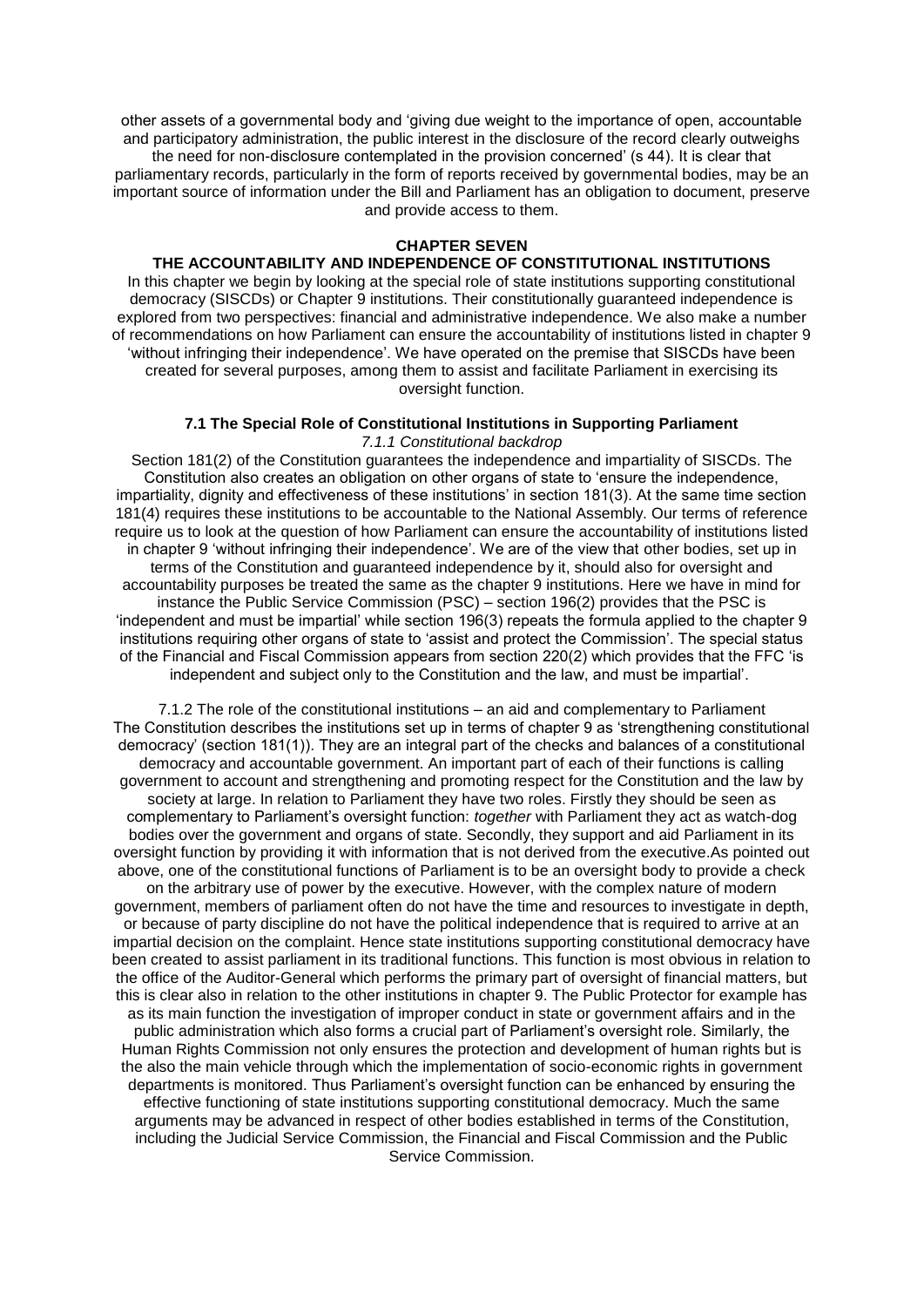other assets of a governmental body and 'giving due weight to the importance of open, accountable and participatory administration, the public interest in the disclosure of the record clearly outweighs the need for non-disclosure contemplated in the provision concerned' (s 44). It is clear that parliamentary records, particularly in the form of reports received by governmental bodies, may be an important source of information under the Bill and Parliament has an obligation to document, preserve and provide access to them.

# CHAPTER SEVEN

## THE ACCOUNTABILITY AND INDEPENDENCE OF CONSTITUTIONAL INSTITUTIONS

In this chapter we begin by looking at the special role of state institutions supporting constitutional democracy (SISCDs) or Chapter 9 institutions. Their constitutionally guaranteed independence is explored from two perspectives: financial and administrative independence. We also make a number of recommendations on how Parliament can ensure the accountability of institutions listed in chapter 9 'without infringing their independence'. We have operated on the premise that SISCDs have been created for several purposes, among them to assist and facilitate Parliament in exercising its oversight function.

### 7.1 The Special Role of Constitutional Institutions in Supporting Parliament

#### *7.1.1 Constitutional backdrop*

Section 181(2) of the Constitution guarantees the independence and impartiality of SISCDs. The Constitution also creates an obligation on other organs of state to 'ensure the independence, impartiality, dignity and effectiveness of these institutions' in section 181(3). At the same time section 181(4) requires these institutions to be accountable to the National Assembly. Our terms of reference require us to look at the question of how Parliament can ensure the accountability of institutions listed in chapter 9 'without infringing their independence'. We are of the view that other bodies, set up in terms of the Constitution and guaranteed independence by it, should also for oversight and accountability purposes be treated the same as the chapter 9 institutions. Here we have in mind for instance the Public Service Commission (PSC) – section 196(2) provides that the PSC is 'independent and must be impartial' while section 196(3) repeats the formula applied to the chapter 9 institutions requiring other organs of state to 'assist and protect the Commission'. The special status of the Financial and Fiscal Commission appears from section 220(2) which provides that the FFC 'is independent and subject only to the Constitution and the law, and must be impartial'.

#### 7.1.2 The role of the constitutional institutions – an aid and complementary to Parliament

The Constitution describes the institutions set up in terms of chapter 9 as 'strengthening constitutional democracy' (section 181(1)). They are an integral part of the checks and balances of a constitutional democracy and accountable government. An important part of each of their functions is calling government to account and strengthening and promoting respect for the Constitution and the law by society at large. In relation to Parliament they have two roles. Firstly they should be seen as complementary to Parliament's oversight function: *together* with Parliament they act as watch-dog bodies over the government and organs of state. Secondly, they support and aid Parliament in its oversight function by providing it with information that is not derived from the executive.As pointed out above, one of the constitutional functions of Parliament is to be an oversight body to provide a check on the arbitrary use of power by the executive. However, with the complex nature of modern government, members of parliament often do not have the time and resources to investigate in depth, or because of party discipline do not have the political independence that is required to arrive at an impartial decision on the complaint. Hence state institutions supporting constitutional democracy have been created to assist parliament in its traditional functions. This function is most obvious in relation to the office of the Auditor-General which performs the primary part of oversight of financial matters, but this is clear also in relation to the other institutions in chapter 9. The Public Protector for example has as its main function the investigation of improper conduct in state or government affairs and in the public administration which also forms a crucial part of Parliament's oversight role. Similarly, the Human Rights Commission not only ensures the protection and development of human rights but is the also the main vehicle through which the implementation of socio-economic rights in government departments is monitored. Thus Parliament's oversight function can be enhanced by ensuring the effective functioning of state institutions supporting constitutional democracy. Much the same arguments may be advanced in respect of other bodies established in terms of the Constitution, including the Judicial Service Commission, the Financial and Fiscal Commission and the Public Service Commission.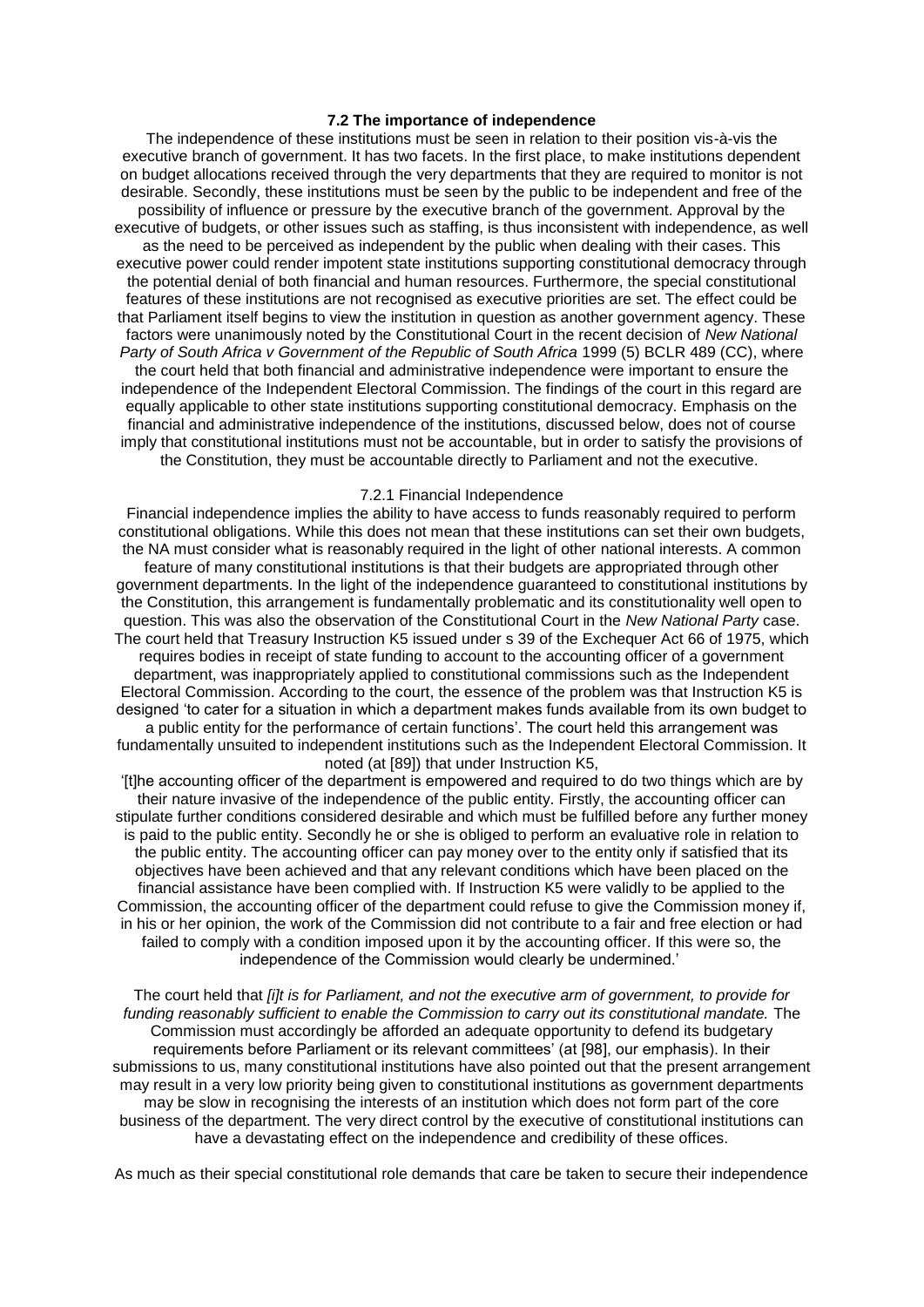### 7.2 The importance of independence

The independence of these institutions must be seen in relation to their position vis-à-vis the executive branch of government. It has two facets. In the first place, to make institutions dependent on budget allocations received through the very departments that they are required to monitor is not desirable. Secondly, these institutions must be seen by the public to be independent and free of the possibility of influence or pressure by the executive branch of the government. Approval by the executive of budgets, or other issues such as staffing, is thus inconsistent with independence, as well as the need to be perceived as independent by the public when dealing with their cases. This executive power could render impotent state institutions supporting constitutional democracy through the potential denial of both financial and human resources. Furthermore, the special constitutional features of these institutions are not recognised as executive priorities are set. The effect could be that Parliament itself begins to view the institution in question as another government agency. These factors were unanimously noted by the Constitutional Court in the recent decision of *New National Party of South Africa v Government of the Republic of South Africa* 1999 (5) BCLR 489 (CC), where the court held that both financial and administrative independence were important to ensure the independence of the Independent Electoral Commission. The findings of the court in this regard are equally applicable to other state institutions supporting constitutional democracy. Emphasis on the financial and administrative independence of the institutions, discussed below, does not of course imply that constitutional institutions must not be accountable, but in order to satisfy the provisions of the Constitution, they must be accountable directly to Parliament and not the executive.

#### 7.2.1 Financial Independence

Financial independence implies the ability to have access to funds reasonably required to perform constitutional obligations. While this does not mean that these institutions can set their own budgets, the NA must consider what is reasonably required in the light of other national interests. A common feature of many constitutional institutions is that their budgets are appropriated through other government departments. In the light of the independence guaranteed to constitutional institutions by the Constitution, this arrangement is fundamentally problematic and its constitutionality well open to question. This was also the observation of the Constitutional Court in the *New National Party* case. The court held that Treasury Instruction K5 issued under s 39 of the Exchequer Act 66 of 1975, which requires bodies in receipt of state funding to account to the accounting officer of a government department, was inappropriately applied to constitutional commissions such as the Independent Electoral Commission. According to the court, the essence of the problem was that Instruction K5 is designed 'to cater for a situation in which a department makes funds available from its own budget to a public entity for the performance of certain functions'. The court held this arrangement was fundamentally unsuited to independent institutions such as the Independent Electoral Commission. It noted (at [89]) that under Instruction K5,

'[t]he accounting officer of the department is empowered and required to do two things which are by their nature invasive of the independence of the public entity. Firstly, the accounting officer can stipulate further conditions considered desirable and which must be fulfilled before any further money is paid to the public entity. Secondly he or she is obliged to perform an evaluative role in relation to the public entity. The accounting officer can pay money over to the entity only if satisfied that its objectives have been achieved and that any relevant conditions which have been placed on the financial assistance have been complied with. If Instruction K5 were validly to be applied to the Commission, the accounting officer of the department could refuse to give the Commission money if, in his or her opinion, the work of the Commission did not contribute to a fair and free election or had failed to comply with a condition imposed upon it by the accounting officer. If this were so, the independence of the Commission would clearly be undermined.'

The court held that *[i]t is for Parliament, and not the executive arm of government, to provide for funding reasonably sufficient to enable the Commission to carry out its constitutional mandate.* The Commission must accordingly be afforded an adequate opportunity to defend its budgetary requirements before Parliament or its relevant committees' (at [98], our emphasis). In their submissions to us, many constitutional institutions have also pointed out that the present arrangement may result in a very low priority being given to constitutional institutions as government departments may be slow in recognising the interests of an institution which does not form part of the core business of the department. The very direct control by the executive of constitutional institutions can have a devastating effect on the independence and credibility of these offices.

As much as their special constitutional role demands that care be taken to secure their independence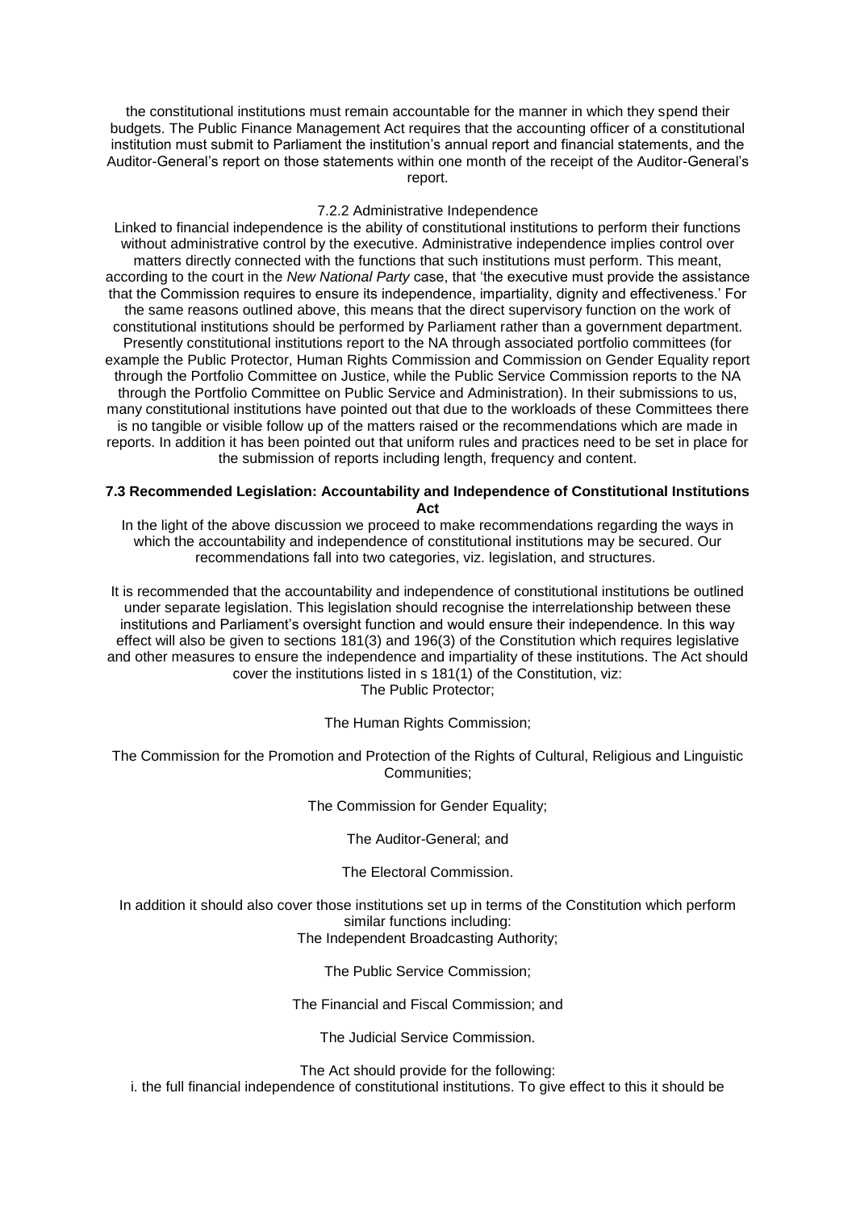the constitutional institutions must remain accountable for the manner in which they spend their budgets. The Public Finance Management Act requires that the accounting officer of a constitutional institution must submit to Parliament the institution's annual report and financial statements, and the Auditor-General's report on those statements within one month of the receipt of the Auditor-General's report.

#### 7.2.2 Administrative Independence

Linked to financial independence is the ability of constitutional institutions to perform their functions without administrative control by the executive. Administrative independence implies control over matters directly connected with the functions that such institutions must perform. This meant, according to the court in the *New National Party* case, that 'the executive must provide the assistance that the Commission requires to ensure its independence, impartiality, dignity and effectiveness.' For the same reasons outlined above, this means that the direct supervisory function on the work of constitutional institutions should be performed by Parliament rather than a government department. Presently constitutional institutions report to the NA through associated portfolio committees (for example the Public Protector, Human Rights Commission and Commission on Gender Equality report through the Portfolio Committee on Justice, while the Public Service Commission reports to the NA through the Portfolio Committee on Public Service and Administration). In their submissions to us, many constitutional institutions have pointed out that due to the workloads of these Committees there is no tangible or visible follow up of the matters raised or the recommendations which are made in reports. In addition it has been pointed out that uniform rules and practices need to be set in place for the submission of reports including length, frequency and content.

### 7.3 Recommended Legislation: Accountability and Independence of Constitutional Institutions Act

In the light of the above discussion we proceed to make recommendations regarding the ways in which the accountability and independence of constitutional institutions may be secured. Our recommendations fall into two categories, viz. legislation, and structures.

It is recommended that the accountability and independence of constitutional institutions be outlined under separate legislation. This legislation should recognise the interrelationship between these institutions and Parliament's oversight function and would ensure their independence. In this way effect will also be given to sections 181(3) and 196(3) of the Constitution which requires legislative and other measures to ensure the independence and impartiality of these institutions. The Act should cover the institutions listed in s 181(1) of the Constitution, viz:

The Public Protector;

The Human Rights Commission;

The Commission for the Promotion and Protection of the Rights of Cultural, Religious and Linguistic Communities;

The Commission for Gender Equality;

The Auditor-General; and

The Electoral Commission.

In addition it should also cover those institutions set up in terms of the Constitution which perform similar functions including:

The Independent Broadcasting Authority;

The Public Service Commission;

The Financial and Fiscal Commission; and

The Judicial Service Commission.

The Act should provide for the following:

i. the full financial independence of constitutional institutions. To give effect to this it should be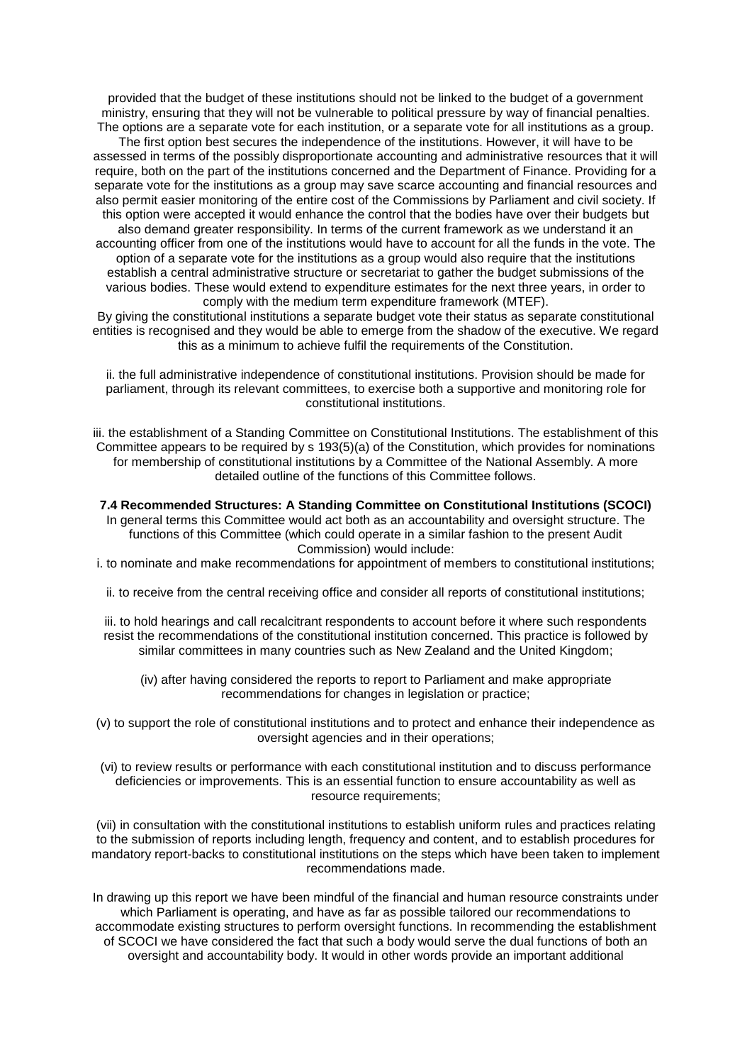provided that the budget of these institutions should not be linked to the budget of a government ministry, ensuring that they will not be vulnerable to political pressure by way of financial penalties. The options are a separate vote for each institution, or a separate vote for all institutions as a group. The first option best secures the independence of the institutions. However, it will have to be assessed in terms of the possibly disproportionate accounting and administrative resources that it will require, both on the part of the institutions concerned and the Department of Finance. Providing for a separate vote for the institutions as a group may save scarce accounting and financial resources and also permit easier monitoring of the entire cost of the Commissions by Parliament and civil society. If this option were accepted it would enhance the control that the bodies have over their budgets but also demand greater responsibility. In terms of the current framework as we understand it an accounting officer from one of the institutions would have to account for all the funds in the vote. The option of a separate vote for the institutions as a group would also require that the institutions establish a central administrative structure or secretariat to gather the budget submissions of the various bodies. These would extend to expenditure estimates for the next three years, in order to comply with the medium term expenditure framework (MTEF).

By giving the constitutional institutions a separate budget vote their status as separate constitutional entities is recognised and they would be able to emerge from the shadow of the executive. We regard this as a minimum to achieve fulfil the requirements of the Constitution.

ii. the full administrative independence of constitutional institutions. Provision should be made for parliament, through its relevant committees, to exercise both a supportive and monitoring role for constitutional institutions.

iii. the establishment of a Standing Committee on Constitutional Institutions. The establishment of this Committee appears to be required by s 193(5)(a) of the Constitution, which provides for nominations for membership of constitutional institutions by a Committee of the National Assembly. A more detailed outline of the functions of this Committee follows.

**7.4 Recommended Structures: A Standing Committee on Constitutional Institutions (SCOCI)**

In general terms this Committee would act both as an accountability and oversight structure. The functions of this Committee (which could operate in a similar fashion to the present Audit Commission) would include:

i. to nominate and make recommendations for appointment of members to constitutional institutions;

ii. to receive from the central receiving office and consider all reports of constitutional institutions;

iii. to hold hearings and call recalcitrant respondents to account before it where such respondents resist the recommendations of the constitutional institution concerned. This practice is followed by similar committees in many countries such as New Zealand and the United Kingdom;

(iv) after having considered the reports to report to Parliament and make appropriate recommendations for changes in legislation or practice;

(v) to support the role of constitutional institutions and to protect and enhance their independence as oversight agencies and in their operations;

(vi) to review results or performance with each constitutional institution and to discuss performance deficiencies or improvements. This is an essential function to ensure accountability as well as resource requirements;

(vii) in consultation with the constitutional institutions to establish uniform rules and practices relating to the submission of reports including length, frequency and content, and to establish procedures for mandatory report-backs to constitutional institutions on the steps which have been taken to implement recommendations made.

In drawing up this report we have been mindful of the financial and human resource constraints under which Parliament is operating, and have as far as possible tailored our recommendations to accommodate existing structures to perform oversight functions. In recommending the establishment of SCOCI we have considered the fact that such a body would serve the dual functions of both an oversight and accountability body. It would in other words provide an important additional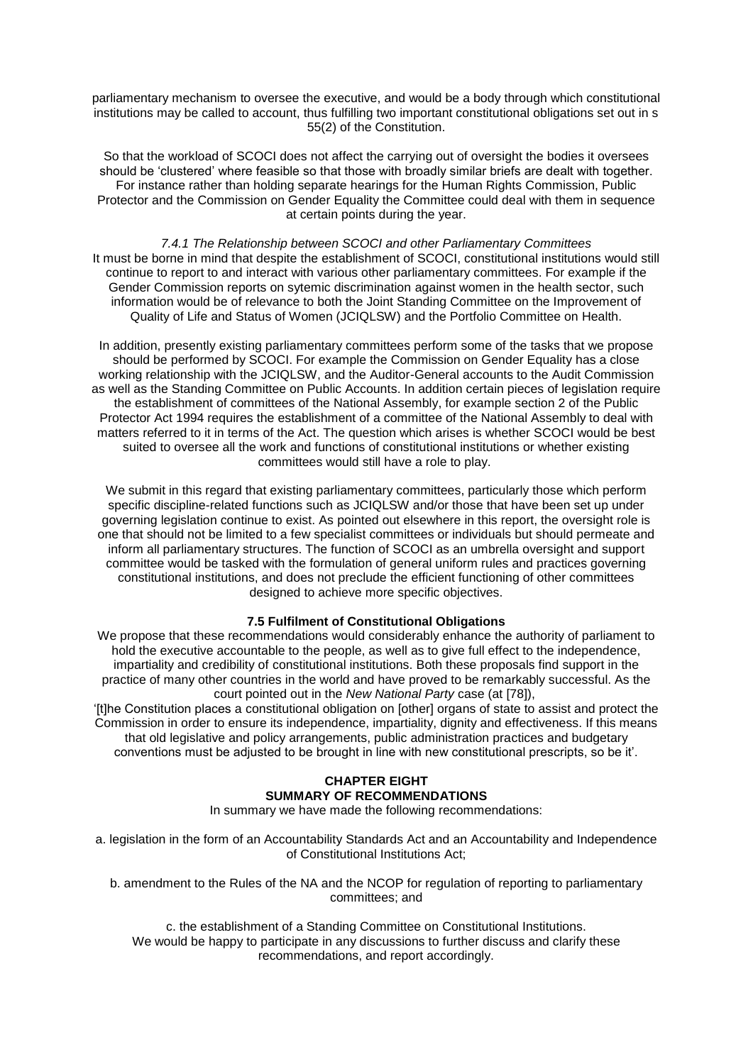parliamentary mechanism to oversee the executive, and would be a body through which constitutional institutions may be called to account, thus fulfilling two important constitutional obligations set out in s 55(2) of the Constitution.

So that the workload of SCOCI does not affect the carrying out of oversight the bodies it oversees should be 'clustered' where feasible so that those with broadly similar briefs are dealt with together. For instance rather than holding separate hearings for the Human Rights Commission, Public Protector and the Commission on Gender Equality the Committee could deal with them in sequence at certain points during the year.

*7.4.1 The Relationship between SCOCI and other Parliamentary Committees*

It must be borne in mind that despite the establishment of SCOCI, constitutional institutions would still continue to report to and interact with various other parliamentary committees. For example if the Gender Commission reports on sytemic discrimination against women in the health sector, such information would be of relevance to both the Joint Standing Committee on the Improvement of Quality of Life and Status of Women (JCIQLSW) and the Portfolio Committee on Health.

In addition, presently existing parliamentary committees perform some of the tasks that we propose should be performed by SCOCI. For example the Commission on Gender Equality has a close working relationship with the JCIQLSW, and the Auditor-General accounts to the Audit Commission as well as the Standing Committee on Public Accounts. In addition certain pieces of legislation require the establishment of committees of the National Assembly, for example section 2 of the Public Protector Act 1994 requires the establishment of a committee of the National Assembly to deal with matters referred to it in terms of the Act. The question which arises is whether SCOCI would be best suited to oversee all the work and functions of constitutional institutions or whether existing committees would still have a role to play.

We submit in this regard that existing parliamentary committees, particularly those which perform specific discipline-related functions such as JCIQLSW and/or those that have been set up under governing legislation continue to exist. As pointed out elsewhere in this report, the oversight role is one that should not be limited to a few specialist committees or individuals but should permeate and inform all parliamentary structures. The function of SCOCI as an umbrella oversight and support committee would be tasked with the formulation of general uniform rules and practices governing constitutional institutions, and does not preclude the efficient functioning of other committees designed to achieve more specific objectives.

### 7.5 Fulfilment of Constitutional Obligations

We propose that these recommendations would considerably enhance the authority of parliament to hold the executive accountable to the people, as well as to give full effect to the independence, impartiality and credibility of constitutional institutions. Both these proposals find support in the practice of many other countries in the world and have proved to be remarkably successful. As the court pointed out in the *New National Party* case (at [78]),

'[t]he Constitution places a constitutional obligation on [other] organs of state to assist and protect the Commission in order to ensure its independence, impartiality, dignity and effectiveness. If this means that old legislative and policy arrangements, public administration practices and budgetary conventions must be adjusted to be brought in line with new constitutional prescripts, so be it'.

## CHAPTER EIGHT
## SUMMARY OF RECOMMENDATIONS

In summary we have made the following recommendations:

a. legislation in the form of an Accountability Standards Act and an Accountability and Independence of Constitutional Institutions Act;

b. amendment to the Rules of the NA and the NCOP for regulation of reporting to parliamentary committees; and

c. the establishment of a Standing Committee on Constitutional Institutions.

We would be happy to participate in any discussions to further discuss and clarify these recommendations, and report accordingly.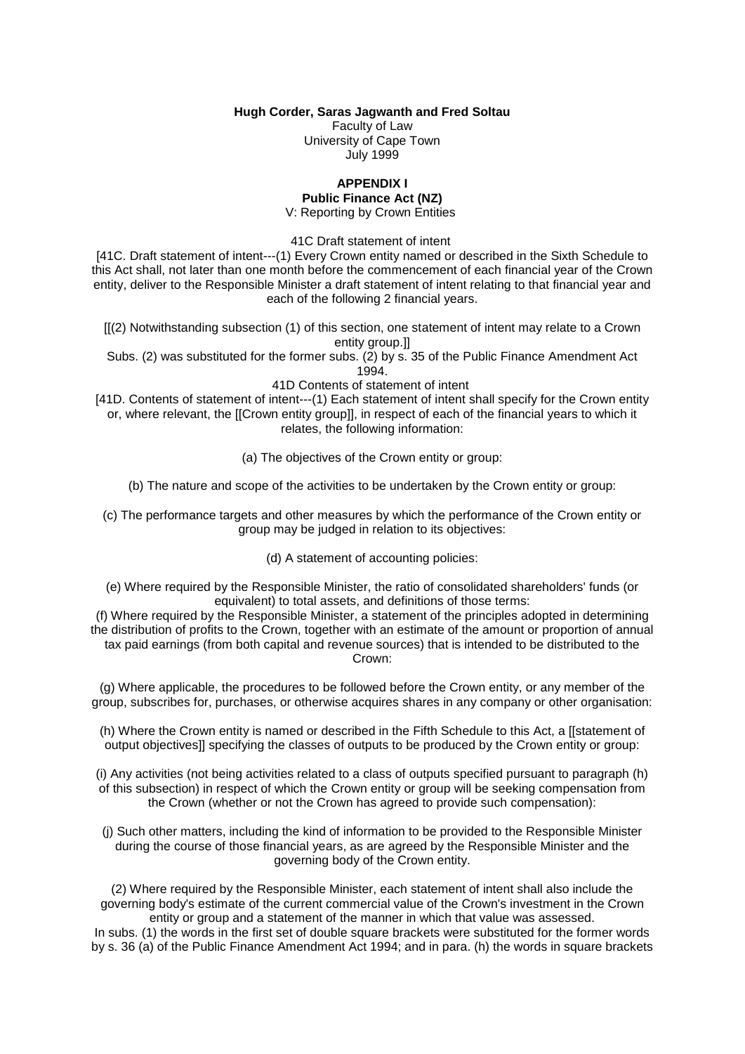**Hugh Corder, Saras Jagwanth and Fred Soltau**
Faculty of Law
University of Cape Town
July 1999

## APPENDIX I
### Public Finance Act (NZ)
V: Reporting by Crown Entities

41C Draft statement of intent

[41C. Draft statement of intent---(1) Every Crown entity named or described in the Sixth Schedule to this Act shall, not later than one month before the commencement of each financial year of the Crown entity, deliver to the Responsible Minister a draft statement of intent relating to that financial year and each of the following 2 financial years.

[[(2) Notwithstanding subsection (1) of this section, one statement of intent may relate to a Crown entity group.]]

Subs. (2) was substituted for the former subs. (2) by s. 35 of the Public Finance Amendment Act 1994.

41D Contents of statement of intent

[41D. Contents of statement of intent---(1) Each statement of intent shall specify for the Crown entity or, where relevant, the [[Crown entity group]], in respect of each of the financial years to which it relates, the following information:

(a) The objectives of the Crown entity or group:

(b) The nature and scope of the activities to be undertaken by the Crown entity or group:

(c) The performance targets and other measures by which the performance of the Crown entity or group may be judged in relation to its objectives:

(d) A statement of accounting policies:

(e) Where required by the Responsible Minister, the ratio of consolidated shareholders' funds (or equivalent) to total assets, and definitions of those terms:

(f) Where required by the Responsible Minister, a statement of the principles adopted in determining the distribution of profits to the Crown, together with an estimate of the amount or proportion of annual tax paid earnings (from both capital and revenue sources) that is intended to be distributed to the Crown:

(g) Where applicable, the procedures to be followed before the Crown entity, or any member of the group, subscribes for, purchases, or otherwise acquires shares in any company or other organisation:

(h) Where the Crown entity is named or described in the Fifth Schedule to this Act, a [[statement of output objectives]] specifying the classes of outputs to be produced by the Crown entity or group:

(i) Any activities (not being activities related to a class of outputs specified pursuant to paragraph (h) of this subsection) in respect of which the Crown entity or group will be seeking compensation from the Crown (whether or not the Crown has agreed to provide such compensation):

(j) Such other matters, including the kind of information to be provided to the Responsible Minister during the course of those financial years, as are agreed by the Responsible Minister and the governing body of the Crown entity.

(2) Where required by the Responsible Minister, each statement of intent shall also include the governing body's estimate of the current commercial value of the Crown's investment in the Crown entity or group and a statement of the manner in which that value was assessed.

In subs. (1) the words in the first set of double square brackets were substituted for the former words by s. 36 (a) of the Public Finance Amendment Act 1994; and in para. (h) the words in square brackets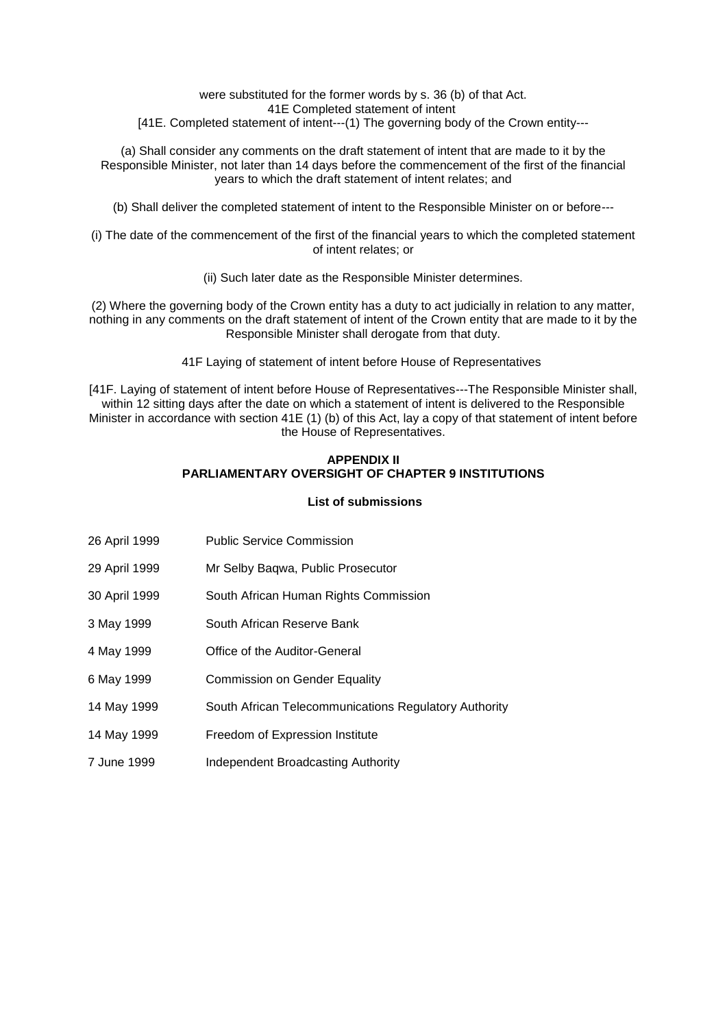were substituted for the former words by s. 36 (b) of that Act.
41E Completed statement of intent
[41E. Completed statement of intent---(1) The governing body of the Crown entity---

(a) Shall consider any comments on the draft statement of intent that are made to it by the Responsible Minister, not later than 14 days before the commencement of the first of the financial years to which the draft statement of intent relates; and

(b) Shall deliver the completed statement of intent to the Responsible Minister on or before---

(i) The date of the commencement of the first of the financial years to which the completed statement of intent relates; or

(ii) Such later date as the Responsible Minister determines.

(2) Where the governing body of the Crown entity has a duty to act judicially in relation to any matter, nothing in any comments on the draft statement of intent of the Crown entity that are made to it by the Responsible Minister shall derogate from that duty.

41F Laying of statement of intent before House of Representatives

[41F. Laying of statement of intent before House of Representatives---The Responsible Minister shall, within 12 sitting days after the date on which a statement of intent is delivered to the Responsible Minister in accordance with section 41E (1) (b) of this Act, lay a copy of that statement of intent before the House of Representatives.

## APPENDIX II
## PARLIAMENTARY OVERSIGHT OF CHAPTER 9 INSTITUTIONS

### List of submissions

| | |
|---|---|
| 26 April 1999 | Public Service Commission |
| 29 April 1999 | Mr Selby Baqwa, Public Prosecutor |
| 30 April 1999 | South African Human Rights Commission |
| 3 May 1999 | South African Reserve Bank |
| 4 May 1999 | Office of the Auditor-General |
| 6 May 1999 | Commission on Gender Equality |
| 14 May 1999 | South African Telecommunications Regulatory Authority |
| 14 May 1999 | Freedom of Expression Institute |
| 7 June 1999 | Independent Broadcasting Authority |